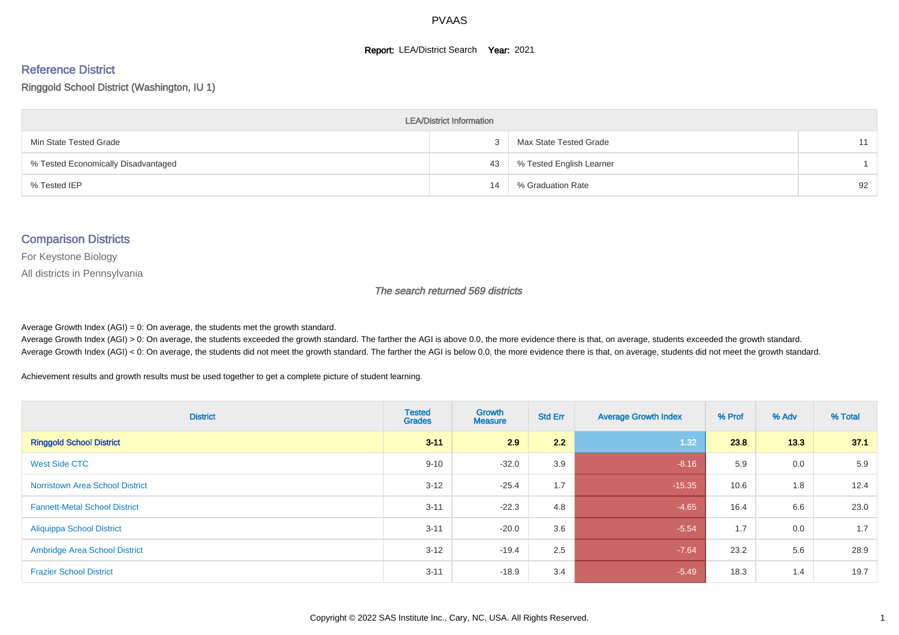# PVAAS

**Report:** LEA/District Search **Year:** 2021

## Reference District

Ringgold School District (Washington, IU 1)

| LEA/District Information | | | |
|---|---|---|---|
| Min State Tested Grade | 3 | Max State Tested Grade | 11 |
| % Tested Economically Disadvantaged | 43 | % Tested English Learner | 1 |
| % Tested IEP | 14 | % Graduation Rate | 92 |

## Comparison Districts

For Keystone Biology

All districts in Pennsylvania

*The search returned 569 districts*

Average Growth Index (AGI) = 0: On average, the students met the growth standard.
Average Growth Index (AGI) > 0: On average, the students exceeded the growth standard. The farther the AGI is above 0.0, the more evidence there is that, on average, students exceeded the growth standard.
Average Growth Index (AGI) < 0: On average, the students did not meet the growth standard. The farther the AGI is below 0.0, the more evidence there is that, on average, students did not meet the growth standard.

Achievement results and growth results must be used together to get a complete picture of student learning.

| District | Tested Grades | Growth Measure | Std Err | Average Growth Index | % Prof | % Adv | % Total |
|---|---|---|---|---|---|---|---|
| **Ringgold School District** | **3-11** | **2.9** | **2.2** | **1.32** | **23.8** | **13.3** | **37.1** |
| West Side CTC | 9-10 | -32.0 | 3.9 | -8.16 | 5.9 | 0.0 | 5.9 |
| Norristown Area School District | 3-12 | -25.4 | 1.7 | -15.35 | 10.6 | 1.8 | 12.4 |
| Fannett-Metal School District | 3-11 | -22.3 | 4.8 | -4.65 | 16.4 | 6.6 | 23.0 |
| Aliquippa School District | 3-11 | -20.0 | 3.6 | -5.54 | 1.7 | 0.0 | 1.7 |
| Ambridge Area School District | 3-12 | -19.4 | 2.5 | -7.64 | 23.2 | 5.6 | 28.9 |
| Frazier School District | 3-11 | -18.9 | 3.4 | -5.49 | 18.3 | 1.4 | 19.7 |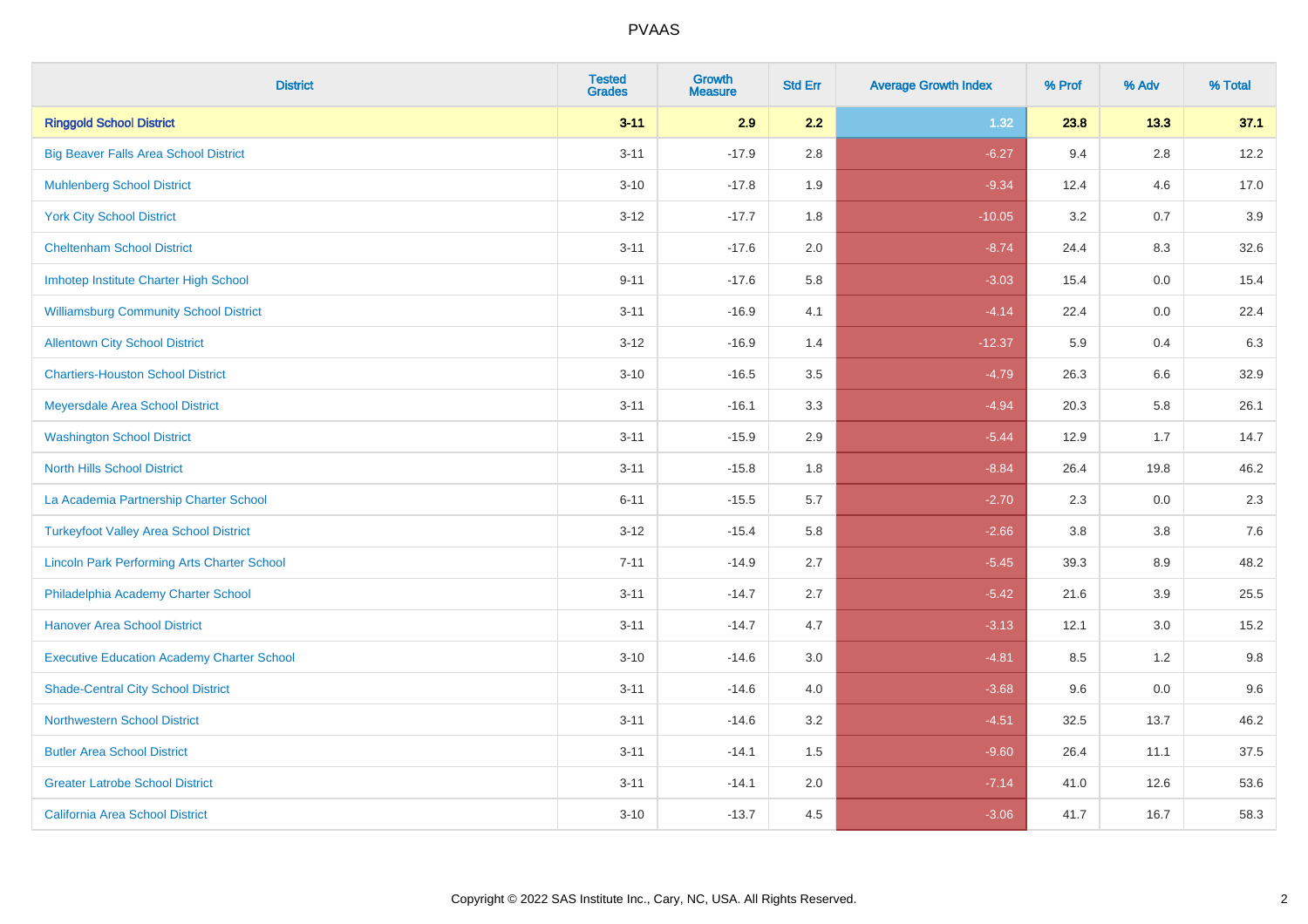| District | Tested Grades | Growth Measure | Std Err | Average Growth Index | % Prof | % Adv | % Total |
|---|---|---|---|---|---|---|---|
| **Ringgold School District** | **3-11** | **2.9** | **2.2** | **1.32** | **23.8** | **13.3** | **37.1** |
| Big Beaver Falls Area School District | 3-11 | -17.9 | 2.8 | -6.27 | 9.4 | 2.8 | 12.2 |
| Muhlenberg School District | 3-10 | -17.8 | 1.9 | -9.34 | 12.4 | 4.6 | 17.0 |
| York City School District | 3-12 | -17.7 | 1.8 | -10.05 | 3.2 | 0.7 | 3.9 |
| Cheltenham School District | 3-11 | -17.6 | 2.0 | -8.74 | 24.4 | 8.3 | 32.6 |
| Imhotep Institute Charter High School | 9-11 | -17.6 | 5.8 | -3.03 | 15.4 | 0.0 | 15.4 |
| Williamsburg Community School District | 3-11 | -16.9 | 4.1 | -4.14 | 22.4 | 0.0 | 22.4 |
| Allentown City School District | 3-12 | -16.9 | 1.4 | -12.37 | 5.9 | 0.4 | 6.3 |
| Chartiers-Houston School District | 3-10 | -16.5 | 3.5 | -4.79 | 26.3 | 6.6 | 32.9 |
| Meyersdale Area School District | 3-11 | -16.1 | 3.3 | -4.94 | 20.3 | 5.8 | 26.1 |
| Washington School District | 3-11 | -15.9 | 2.9 | -5.44 | 12.9 | 1.7 | 14.7 |
| North Hills School District | 3-11 | -15.8 | 1.8 | -8.84 | 26.4 | 19.8 | 46.2 |
| La Academia Partnership Charter School | 6-11 | -15.5 | 5.7 | -2.70 | 2.3 | 0.0 | 2.3 |
| Turkeyfoot Valley Area School District | 3-12 | -15.4 | 5.8 | -2.66 | 3.8 | 3.8 | 7.6 |
| Lincoln Park Performing Arts Charter School | 7-11 | -14.9 | 2.7 | -5.45 | 39.3 | 8.9 | 48.2 |
| Philadelphia Academy Charter School | 3-11 | -14.7 | 2.7 | -5.42 | 21.6 | 3.9 | 25.5 |
| Hanover Area School District | 3-11 | -14.7 | 4.7 | -3.13 | 12.1 | 3.0 | 15.2 |
| Executive Education Academy Charter School | 3-10 | -14.6 | 3.0 | -4.81 | 8.5 | 1.2 | 9.8 |
| Shade-Central City School District | 3-11 | -14.6 | 4.0 | -3.68 | 9.6 | 0.0 | 9.6 |
| Northwestern School District | 3-11 | -14.6 | 3.2 | -4.51 | 32.5 | 13.7 | 46.2 |
| Butler Area School District | 3-11 | -14.1 | 1.5 | -9.60 | 26.4 | 11.1 | 37.5 |
| Greater Latrobe School District | 3-11 | -14.1 | 2.0 | -7.14 | 41.0 | 12.6 | 53.6 |
| California Area School District | 3-10 | -13.7 | 4.5 | -3.06 | 41.7 | 16.7 | 58.3 |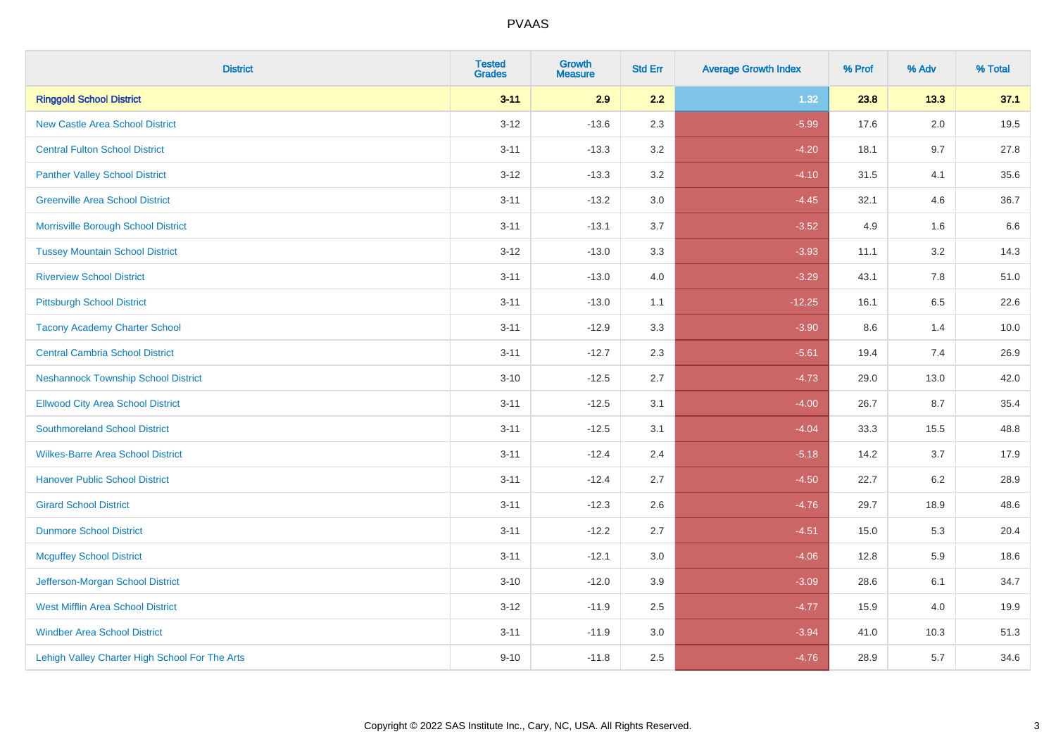PVAAS

| District | Tested Grades | Growth Measure | Std Err | Average Growth Index | % Prof | % Adv | % Total |
|---|---|---|---|---|---|---|---|
| **Ringgold School District** | **3-11** | **2.9** | **2.2** | **1.32** | **23.8** | **13.3** | **37.1** |
| New Castle Area School District | 3-12 | -13.6 | 2.3 | -5.99 | 17.6 | 2.0 | 19.5 |
| Central Fulton School District | 3-11 | -13.3 | 3.2 | -4.20 | 18.1 | 9.7 | 27.8 |
| Panther Valley School District | 3-12 | -13.3 | 3.2 | -4.10 | 31.5 | 4.1 | 35.6 |
| Greenville Area School District | 3-11 | -13.2 | 3.0 | -4.45 | 32.1 | 4.6 | 36.7 |
| Morrisville Borough School District | 3-11 | -13.1 | 3.7 | -3.52 | 4.9 | 1.6 | 6.6 |
| Tussey Mountain School District | 3-12 | -13.0 | 3.3 | -3.93 | 11.1 | 3.2 | 14.3 |
| Riverview School District | 3-11 | -13.0 | 4.0 | -3.29 | 43.1 | 7.8 | 51.0 |
| Pittsburgh School District | 3-11 | -13.0 | 1.1 | -12.25 | 16.1 | 6.5 | 22.6 |
| Tacony Academy Charter School | 3-11 | -12.9 | 3.3 | -3.90 | 8.6 | 1.4 | 10.0 |
| Central Cambria School District | 3-11 | -12.7 | 2.3 | -5.61 | 19.4 | 7.4 | 26.9 |
| Neshannock Township School District | 3-10 | -12.5 | 2.7 | -4.73 | 29.0 | 13.0 | 42.0 |
| Ellwood City Area School District | 3-11 | -12.5 | 3.1 | -4.00 | 26.7 | 8.7 | 35.4 |
| Southmoreland School District | 3-11 | -12.5 | 3.1 | -4.04 | 33.3 | 15.5 | 48.8 |
| Wilkes-Barre Area School District | 3-11 | -12.4 | 2.4 | -5.18 | 14.2 | 3.7 | 17.9 |
| Hanover Public School District | 3-11 | -12.4 | 2.7 | -4.50 | 22.7 | 6.2 | 28.9 |
| Girard School District | 3-11 | -12.3 | 2.6 | -4.76 | 29.7 | 18.9 | 48.6 |
| Dunmore School District | 3-11 | -12.2 | 2.7 | -4.51 | 15.0 | 5.3 | 20.4 |
| Mcguffey School District | 3-11 | -12.1 | 3.0 | -4.06 | 12.8 | 5.9 | 18.6 |
| Jefferson-Morgan School District | 3-10 | -12.0 | 3.9 | -3.09 | 28.6 | 6.1 | 34.7 |
| West Mifflin Area School District | 3-12 | -11.9 | 2.5 | -4.77 | 15.9 | 4.0 | 19.9 |
| Windber Area School District | 3-11 | -11.9 | 3.0 | -3.94 | 41.0 | 10.3 | 51.3 |
| Lehigh Valley Charter High School For The Arts | 9-10 | -11.8 | 2.5 | -4.76 | 28.9 | 5.7 | 34.6 |

Copyright © 2022 SAS Institute Inc., Cary, NC, USA. All Rights Reserved.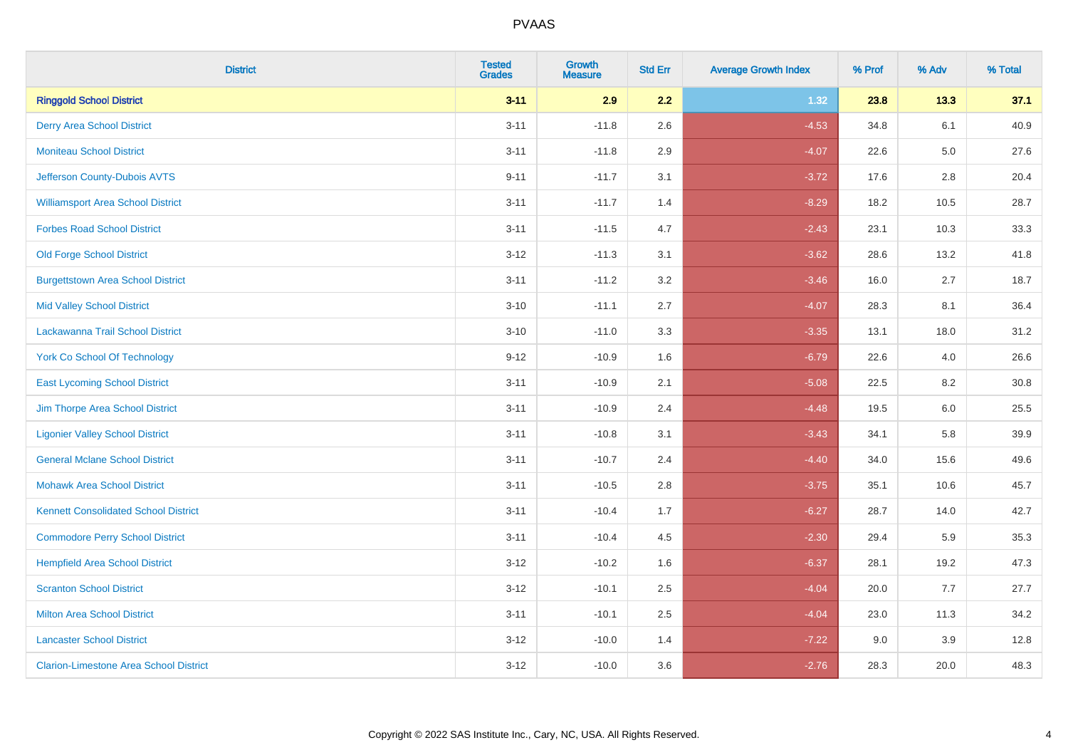| District | Tested Grades | Growth Measure | Std Err | Average Growth Index | % Prof | % Adv | % Total |
|---|---|---|---|---|---|---|---|
| **Ringgold School District** | **3-11** | **2.9** | **2.2** | **1.32** | **23.8** | **13.3** | **37.1** |
| Derry Area School District | 3-11 | -11.8 | 2.6 | -4.53 | 34.8 | 6.1 | 40.9 |
| Moniteau School District | 3-11 | -11.8 | 2.9 | -4.07 | 22.6 | 5.0 | 27.6 |
| Jefferson County-Dubois AVTS | 9-11 | -11.7 | 3.1 | -3.72 | 17.6 | 2.8 | 20.4 |
| Williamsport Area School District | 3-11 | -11.7 | 1.4 | -8.29 | 18.2 | 10.5 | 28.7 |
| Forbes Road School District | 3-11 | -11.5 | 4.7 | -2.43 | 23.1 | 10.3 | 33.3 |
| Old Forge School District | 3-12 | -11.3 | 3.1 | -3.62 | 28.6 | 13.2 | 41.8 |
| Burgettstown Area School District | 3-11 | -11.2 | 3.2 | -3.46 | 16.0 | 2.7 | 18.7 |
| Mid Valley School District | 3-10 | -11.1 | 2.7 | -4.07 | 28.3 | 8.1 | 36.4 |
| Lackawanna Trail School District | 3-10 | -11.0 | 3.3 | -3.35 | 13.1 | 18.0 | 31.2 |
| York Co School Of Technology | 9-12 | -10.9 | 1.6 | -6.79 | 22.6 | 4.0 | 26.6 |
| East Lycoming School District | 3-11 | -10.9 | 2.1 | -5.08 | 22.5 | 8.2 | 30.8 |
| Jim Thorpe Area School District | 3-11 | -10.9 | 2.4 | -4.48 | 19.5 | 6.0 | 25.5 |
| Ligonier Valley School District | 3-11 | -10.8 | 3.1 | -3.43 | 34.1 | 5.8 | 39.9 |
| General Mclane School District | 3-11 | -10.7 | 2.4 | -4.40 | 34.0 | 15.6 | 49.6 |
| Mohawk Area School District | 3-11 | -10.5 | 2.8 | -3.75 | 35.1 | 10.6 | 45.7 |
| Kennett Consolidated School District | 3-11 | -10.4 | 1.7 | -6.27 | 28.7 | 14.0 | 42.7 |
| Commodore Perry School District | 3-11 | -10.4 | 4.5 | -2.30 | 29.4 | 5.9 | 35.3 |
| Hempfield Area School District | 3-12 | -10.2 | 1.6 | -6.37 | 28.1 | 19.2 | 47.3 |
| Scranton School District | 3-12 | -10.1 | 2.5 | -4.04 | 20.0 | 7.7 | 27.7 |
| Milton Area School District | 3-11 | -10.1 | 2.5 | -4.04 | 23.0 | 11.3 | 34.2 |
| Lancaster School District | 3-12 | -10.0 | 1.4 | -7.22 | 9.0 | 3.9 | 12.8 |
| Clarion-Limestone Area School District | 3-12 | -10.0 | 3.6 | -2.76 | 28.3 | 20.0 | 48.3 |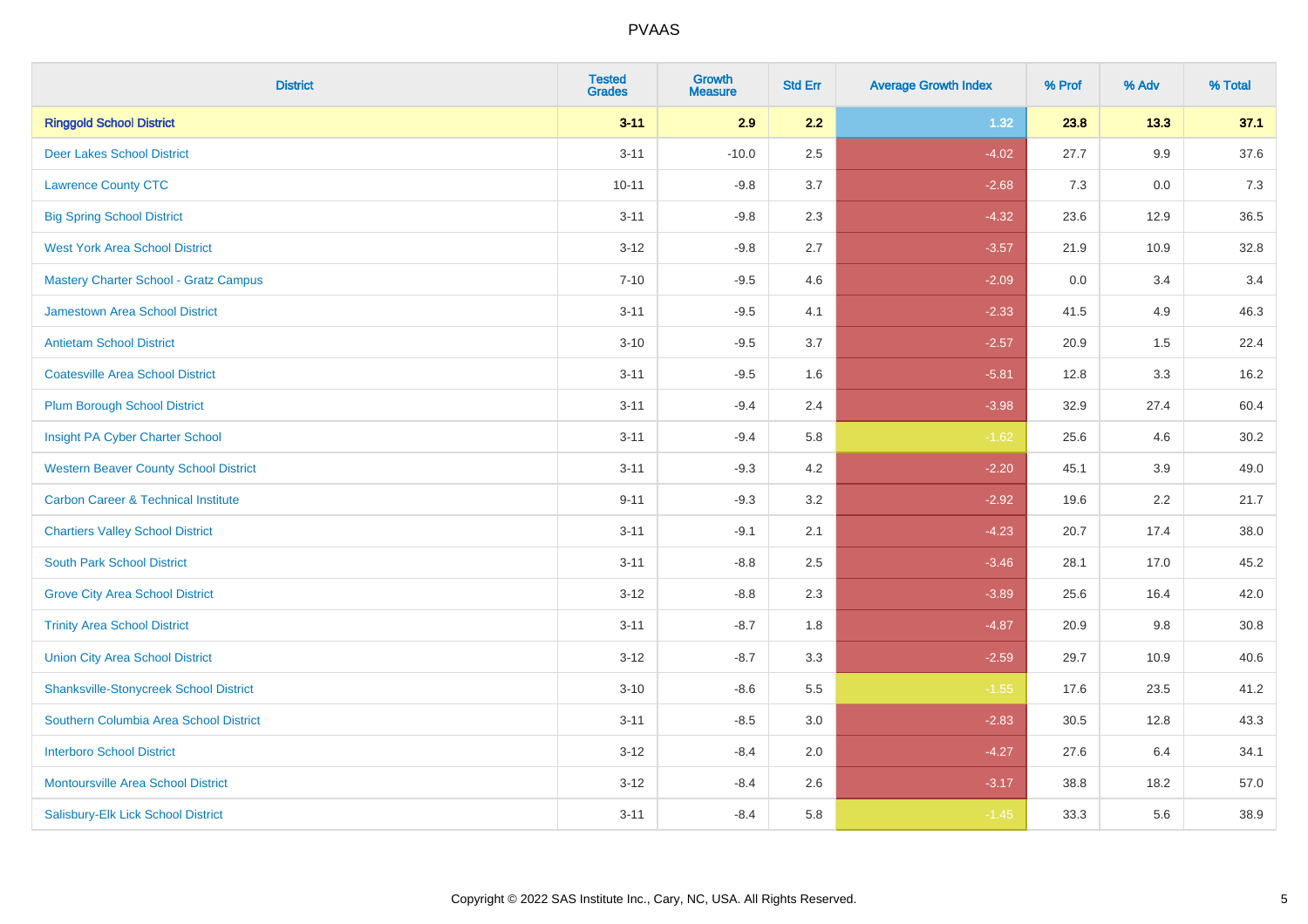PVAAS

| District | Tested Grades | Growth Measure | Std Err | Average Growth Index | % Prof | % Adv | % Total |
|---|---|---|---|---|---|---|---|
| **Ringgold School District** | **3-11** | **2.9** | **2.2** | **1.32** | **23.8** | **13.3** | **37.1** |
| Deer Lakes School District | 3-11 | -10.0 | 2.5 | -4.02 | 27.7 | 9.9 | 37.6 |
| Lawrence County CTC | 10-11 | -9.8 | 3.7 | -2.68 | 7.3 | 0.0 | 7.3 |
| Big Spring School District | 3-11 | -9.8 | 2.3 | -4.32 | 23.6 | 12.9 | 36.5 |
| West York Area School District | 3-12 | -9.8 | 2.7 | -3.57 | 21.9 | 10.9 | 32.8 |
| Mastery Charter School - Gratz Campus | 7-10 | -9.5 | 4.6 | -2.09 | 0.0 | 3.4 | 3.4 |
| Jamestown Area School District | 3-11 | -9.5 | 4.1 | -2.33 | 41.5 | 4.9 | 46.3 |
| Antietam School District | 3-10 | -9.5 | 3.7 | -2.57 | 20.9 | 1.5 | 22.4 |
| Coatesville Area School District | 3-11 | -9.5 | 1.6 | -5.81 | 12.8 | 3.3 | 16.2 |
| Plum Borough School District | 3-11 | -9.4 | 2.4 | -3.98 | 32.9 | 27.4 | 60.4 |
| Insight PA Cyber Charter School | 3-11 | -9.4 | 5.8 | -1.62 | 25.6 | 4.6 | 30.2 |
| Western Beaver County School District | 3-11 | -9.3 | 4.2 | -2.20 | 45.1 | 3.9 | 49.0 |
| Carbon Career & Technical Institute | 9-11 | -9.3 | 3.2 | -2.92 | 19.6 | 2.2 | 21.7 |
| Chartiers Valley School District | 3-11 | -9.1 | 2.1 | -4.23 | 20.7 | 17.4 | 38.0 |
| South Park School District | 3-11 | -8.8 | 2.5 | -3.46 | 28.1 | 17.0 | 45.2 |
| Grove City Area School District | 3-12 | -8.8 | 2.3 | -3.89 | 25.6 | 16.4 | 42.0 |
| Trinity Area School District | 3-11 | -8.7 | 1.8 | -4.87 | 20.9 | 9.8 | 30.8 |
| Union City Area School District | 3-12 | -8.7 | 3.3 | -2.59 | 29.7 | 10.9 | 40.6 |
| Shanksville-Stonycreek School District | 3-10 | -8.6 | 5.5 | -1.55 | 17.6 | 23.5 | 41.2 |
| Southern Columbia Area School District | 3-11 | -8.5 | 3.0 | -2.83 | 30.5 | 12.8 | 43.3 |
| Interboro School District | 3-12 | -8.4 | 2.0 | -4.27 | 27.6 | 6.4 | 34.1 |
| Montoursville Area School District | 3-12 | -8.4 | 2.6 | -3.17 | 38.8 | 18.2 | 57.0 |
| Salisbury-Elk Lick School District | 3-11 | -8.4 | 5.8 | -1.45 | 33.3 | 5.6 | 38.9 |

Copyright © 2022 SAS Institute Inc., Cary, NC, USA. All Rights Reserved.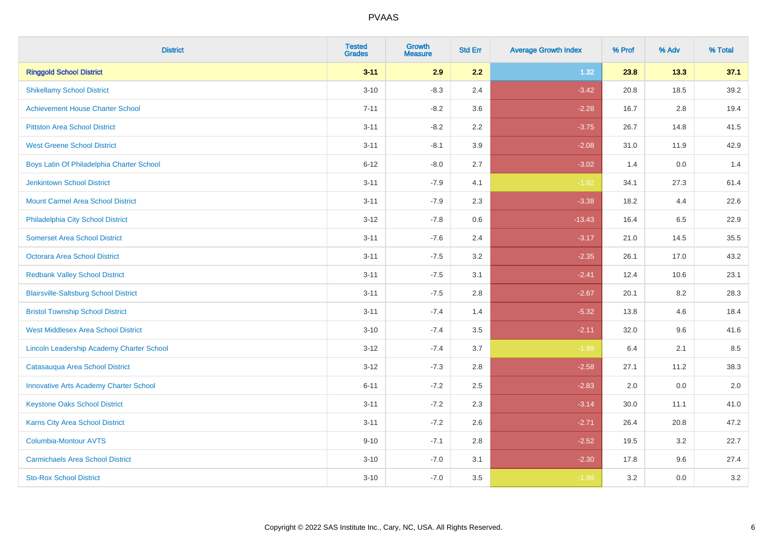| District | Tested Grades | Growth Measure | Std Err | Average Growth Index | % Prof | % Adv | % Total |
|---|---|---|---|---|---|---|---|
| **Ringgold School District** | **3-11** | **2.9** | **2.2** | **1.32** | **23.8** | **13.3** | **37.1** |
| Shikellamy School District | 3-10 | -8.3 | 2.4 | -3.42 | 20.8 | 18.5 | 39.2 |
| Achievement House Charter School | 7-11 | -8.2 | 3.6 | -2.28 | 16.7 | 2.8 | 19.4 |
| Pittston Area School District | 3-11 | -8.2 | 2.2 | -3.75 | 26.7 | 14.8 | 41.5 |
| West Greene School District | 3-11 | -8.1 | 3.9 | -2.08 | 31.0 | 11.9 | 42.9 |
| Boys Latin Of Philadelphia Charter School | 6-12 | -8.0 | 2.7 | -3.02 | 1.4 | 0.0 | 1.4 |
| Jenkintown School District | 3-11 | -7.9 | 4.1 | -1.92 | 34.1 | 27.3 | 61.4 |
| Mount Carmel Area School District | 3-11 | -7.9 | 2.3 | -3.38 | 18.2 | 4.4 | 22.6 |
| Philadelphia City School District | 3-12 | -7.8 | 0.6 | -13.43 | 16.4 | 6.5 | 22.9 |
| Somerset Area School District | 3-11 | -7.6 | 2.4 | -3.17 | 21.0 | 14.5 | 35.5 |
| Octorara Area School District | 3-11 | -7.5 | 3.2 | -2.35 | 26.1 | 17.0 | 43.2 |
| Redbank Valley School District | 3-11 | -7.5 | 3.1 | -2.41 | 12.4 | 10.6 | 23.1 |
| Blairsville-Saltsburg School District | 3-11 | -7.5 | 2.8 | -2.67 | 20.1 | 8.2 | 28.3 |
| Bristol Township School District | 3-11 | -7.4 | 1.4 | -5.32 | 13.8 | 4.6 | 18.4 |
| West Middlesex Area School District | 3-10 | -7.4 | 3.5 | -2.11 | 32.0 | 9.6 | 41.6 |
| Lincoln Leadership Academy Charter School | 3-12 | -7.4 | 3.7 | -1.99 | 6.4 | 2.1 | 8.5 |
| Catasauqua Area School District | 3-12 | -7.3 | 2.8 | -2.58 | 27.1 | 11.2 | 38.3 |
| Innovative Arts Academy Charter School | 6-11 | -7.2 | 2.5 | -2.83 | 2.0 | 0.0 | 2.0 |
| Keystone Oaks School District | 3-11 | -7.2 | 2.3 | -3.14 | 30.0 | 11.1 | 41.0 |
| Karns City Area School District | 3-11 | -7.2 | 2.6 | -2.71 | 26.4 | 20.8 | 47.2 |
| Columbia-Montour AVTS | 9-10 | -7.1 | 2.8 | -2.52 | 19.5 | 3.2 | 22.7 |
| Carmichaels Area School District | 3-10 | -7.0 | 3.1 | -2.30 | 17.8 | 9.6 | 27.4 |
| Sto-Rox School District | 3-10 | -7.0 | 3.5 | -1.99 | 3.2 | 0.0 | 3.2 |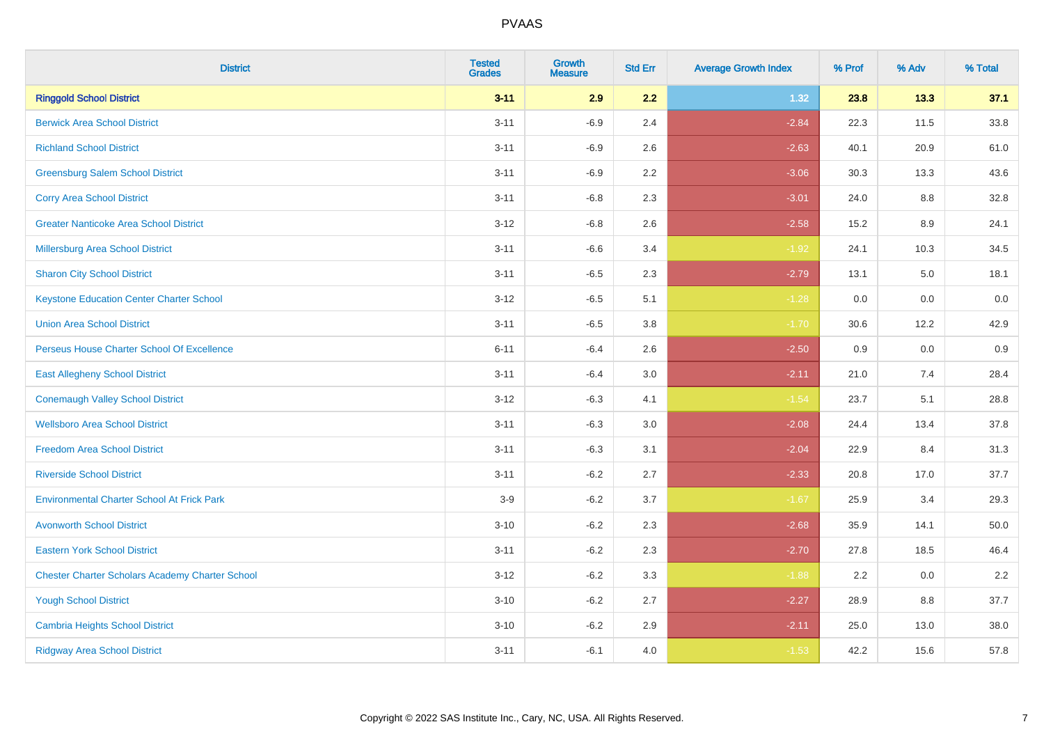PVAAS

| District | Tested Grades | Growth Measure | Std Err | Average Growth Index | % Prof | % Adv | % Total |
|---|---|---|---|---|---|---|---|
| **Ringgold School District** | **3-11** | **2.9** | **2.2** | **1.32** | **23.8** | **13.3** | **37.1** |
| Berwick Area School District | 3-11 | -6.9 | 2.4 | -2.84 | 22.3 | 11.5 | 33.8 |
| Richland School District | 3-11 | -6.9 | 2.6 | -2.63 | 40.1 | 20.9 | 61.0 |
| Greensburg Salem School District | 3-11 | -6.9 | 2.2 | -3.06 | 30.3 | 13.3 | 43.6 |
| Corry Area School District | 3-11 | -6.8 | 2.3 | -3.01 | 24.0 | 8.8 | 32.8 |
| Greater Nanticoke Area School District | 3-12 | -6.8 | 2.6 | -2.58 | 15.2 | 8.9 | 24.1 |
| Millersburg Area School District | 3-11 | -6.6 | 3.4 | -1.92 | 24.1 | 10.3 | 34.5 |
| Sharon City School District | 3-11 | -6.5 | 2.3 | -2.79 | 13.1 | 5.0 | 18.1 |
| Keystone Education Center Charter School | 3-12 | -6.5 | 5.1 | -1.28 | 0.0 | 0.0 | 0.0 |
| Union Area School District | 3-11 | -6.5 | 3.8 | -1.70 | 30.6 | 12.2 | 42.9 |
| Perseus House Charter School Of Excellence | 6-11 | -6.4 | 2.6 | -2.50 | 0.9 | 0.0 | 0.9 |
| East Allegheny School District | 3-11 | -6.4 | 3.0 | -2.11 | 21.0 | 7.4 | 28.4 |
| Conemaugh Valley School District | 3-12 | -6.3 | 4.1 | -1.54 | 23.7 | 5.1 | 28.8 |
| Wellsboro Area School District | 3-11 | -6.3 | 3.0 | -2.08 | 24.4 | 13.4 | 37.8 |
| Freedom Area School District | 3-11 | -6.3 | 3.1 | -2.04 | 22.9 | 8.4 | 31.3 |
| Riverside School District | 3-11 | -6.2 | 2.7 | -2.33 | 20.8 | 17.0 | 37.7 |
| Environmental Charter School At Frick Park | 3-9 | -6.2 | 3.7 | -1.67 | 25.9 | 3.4 | 29.3 |
| Avonworth School District | 3-10 | -6.2 | 2.3 | -2.68 | 35.9 | 14.1 | 50.0 |
| Eastern York School District | 3-11 | -6.2 | 2.3 | -2.70 | 27.8 | 18.5 | 46.4 |
| Chester Charter Scholars Academy Charter School | 3-12 | -6.2 | 3.3 | -1.88 | 2.2 | 0.0 | 2.2 |
| Yough School District | 3-10 | -6.2 | 2.7 | -2.27 | 28.9 | 8.8 | 37.7 |
| Cambria Heights School District | 3-10 | -6.2 | 2.9 | -2.11 | 25.0 | 13.0 | 38.0 |
| Ridgway Area School District | 3-11 | -6.1 | 4.0 | -1.53 | 42.2 | 15.6 | 57.8 |

Copyright © 2022 SAS Institute Inc., Cary, NC, USA. All Rights Reserved.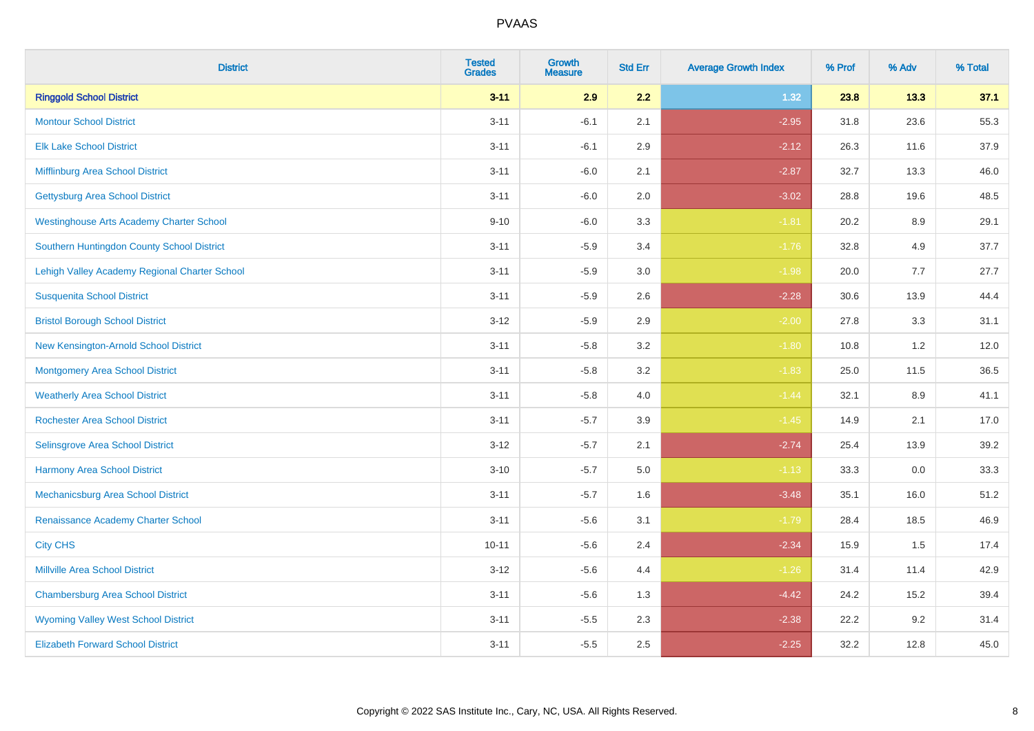# PVAAS

| District | Tested Grades | Growth Measure | Std Err | Average Growth Index | % Prof | % Adv | % Total |
|---|---|---|---|---|---|---|---|
| **Ringgold School District** | **3-11** | **2.9** | **2.2** | **1.32** | **23.8** | **13.3** | **37.1** |
| Montour School District | 3-11 | -6.1 | 2.1 | -2.95 | 31.8 | 23.6 | 55.3 |
| Elk Lake School District | 3-11 | -6.1 | 2.9 | -2.12 | 26.3 | 11.6 | 37.9 |
| Mifflinburg Area School District | 3-11 | -6.0 | 2.1 | -2.87 | 32.7 | 13.3 | 46.0 |
| Gettysburg Area School District | 3-11 | -6.0 | 2.0 | -3.02 | 28.8 | 19.6 | 48.5 |
| Westinghouse Arts Academy Charter School | 9-10 | -6.0 | 3.3 | -1.81 | 20.2 | 8.9 | 29.1 |
| Southern Huntingdon County School District | 3-11 | -5.9 | 3.4 | -1.76 | 32.8 | 4.9 | 37.7 |
| Lehigh Valley Academy Regional Charter School | 3-11 | -5.9 | 3.0 | -1.98 | 20.0 | 7.7 | 27.7 |
| Susquenita School District | 3-11 | -5.9 | 2.6 | -2.28 | 30.6 | 13.9 | 44.4 |
| Bristol Borough School District | 3-12 | -5.9 | 2.9 | -2.00 | 27.8 | 3.3 | 31.1 |
| New Kensington-Arnold School District | 3-11 | -5.8 | 3.2 | -1.80 | 10.8 | 1.2 | 12.0 |
| Montgomery Area School District | 3-11 | -5.8 | 3.2 | -1.83 | 25.0 | 11.5 | 36.5 |
| Weatherly Area School District | 3-11 | -5.8 | 4.0 | -1.44 | 32.1 | 8.9 | 41.1 |
| Rochester Area School District | 3-11 | -5.7 | 3.9 | -1.45 | 14.9 | 2.1 | 17.0 |
| Selinsgrove Area School District | 3-12 | -5.7 | 2.1 | -2.74 | 25.4 | 13.9 | 39.2 |
| Harmony Area School District | 3-10 | -5.7 | 5.0 | -1.13 | 33.3 | 0.0 | 33.3 |
| Mechanicsburg Area School District | 3-11 | -5.7 | 1.6 | -3.48 | 35.1 | 16.0 | 51.2 |
| Renaissance Academy Charter School | 3-11 | -5.6 | 3.1 | -1.79 | 28.4 | 18.5 | 46.9 |
| City CHS | 10-11 | -5.6 | 2.4 | -2.34 | 15.9 | 1.5 | 17.4 |
| Millville Area School District | 3-12 | -5.6 | 4.4 | -1.26 | 31.4 | 11.4 | 42.9 |
| Chambersburg Area School District | 3-11 | -5.6 | 1.3 | -4.42 | 24.2 | 15.2 | 39.4 |
| Wyoming Valley West School District | 3-11 | -5.5 | 2.3 | -2.38 | 22.2 | 9.2 | 31.4 |
| Elizabeth Forward School District | 3-11 | -5.5 | 2.5 | -2.25 | 32.2 | 12.8 | 45.0 |

Copyright © 2022 SAS Institute Inc., Cary, NC, USA. All Rights Reserved.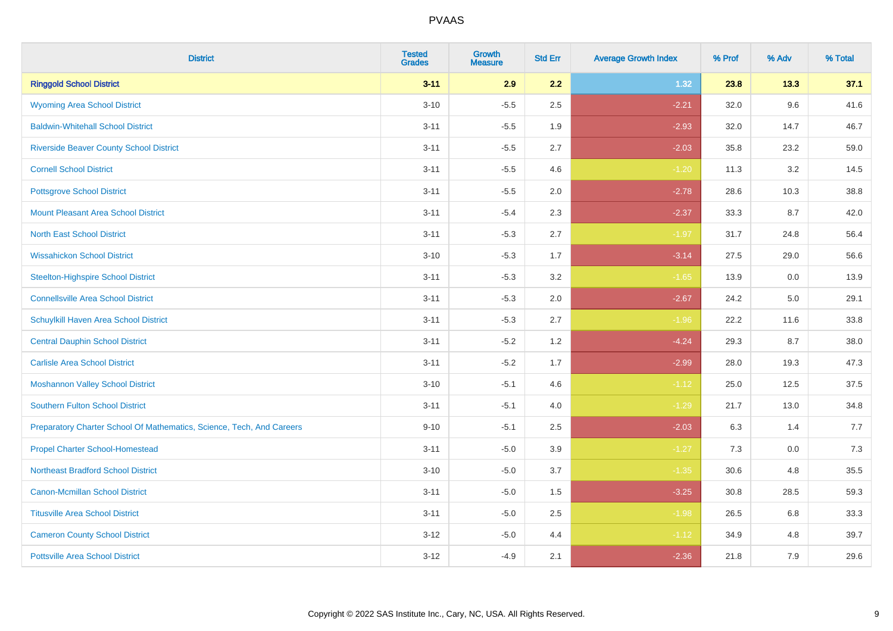# PVAAS

| District | Tested Grades | Growth Measure | Std Err | Average Growth Index | % Prof | % Adv | % Total |
|---|---|---|---|---|---|---|---|
| **Ringgold School District** | **3-11** | **2.9** | **2.2** | **1.32** | **23.8** | **13.3** | **37.1** |
| Wyoming Area School District | 3-10 | -5.5 | 2.5 | -2.21 | 32.0 | 9.6 | 41.6 |
| Baldwin-Whitehall School District | 3-11 | -5.5 | 1.9 | -2.93 | 32.0 | 14.7 | 46.7 |
| Riverside Beaver County School District | 3-11 | -5.5 | 2.7 | -2.03 | 35.8 | 23.2 | 59.0 |
| Cornell School District | 3-11 | -5.5 | 4.6 | -1.20 | 11.3 | 3.2 | 14.5 |
| Pottsgrove School District | 3-11 | -5.5 | 2.0 | -2.78 | 28.6 | 10.3 | 38.8 |
| Mount Pleasant Area School District | 3-11 | -5.4 | 2.3 | -2.37 | 33.3 | 8.7 | 42.0 |
| North East School District | 3-11 | -5.3 | 2.7 | -1.97 | 31.7 | 24.8 | 56.4 |
| Wissahickon School District | 3-10 | -5.3 | 1.7 | -3.14 | 27.5 | 29.0 | 56.6 |
| Steelton-Highspire School District | 3-11 | -5.3 | 3.2 | -1.65 | 13.9 | 0.0 | 13.9 |
| Connellsville Area School District | 3-11 | -5.3 | 2.0 | -2.67 | 24.2 | 5.0 | 29.1 |
| Schuylkill Haven Area School District | 3-11 | -5.3 | 2.7 | -1.96 | 22.2 | 11.6 | 33.8 |
| Central Dauphin School District | 3-11 | -5.2 | 1.2 | -4.24 | 29.3 | 8.7 | 38.0 |
| Carlisle Area School District | 3-11 | -5.2 | 1.7 | -2.99 | 28.0 | 19.3 | 47.3 |
| Moshannon Valley School District | 3-10 | -5.1 | 4.6 | -1.12 | 25.0 | 12.5 | 37.5 |
| Southern Fulton School District | 3-11 | -5.1 | 4.0 | -1.29 | 21.7 | 13.0 | 34.8 |
| Preparatory Charter School Of Mathematics, Science, Tech, And Careers | 9-10 | -5.1 | 2.5 | -2.03 | 6.3 | 1.4 | 7.7 |
| Propel Charter School-Homestead | 3-11 | -5.0 | 3.9 | -1.27 | 7.3 | 0.0 | 7.3 |
| Northeast Bradford School District | 3-10 | -5.0 | 3.7 | -1.35 | 30.6 | 4.8 | 35.5 |
| Canon-Mcmillan School District | 3-11 | -5.0 | 1.5 | -3.25 | 30.8 | 28.5 | 59.3 |
| Titusville Area School District | 3-11 | -5.0 | 2.5 | -1.98 | 26.5 | 6.8 | 33.3 |
| Cameron County School District | 3-12 | -5.0 | 4.4 | -1.12 | 34.9 | 4.8 | 39.7 |
| Pottsville Area School District | 3-12 | -4.9 | 2.1 | -2.36 | 21.8 | 7.9 | 29.6 |

Copyright © 2022 SAS Institute Inc., Cary, NC, USA. All Rights Reserved.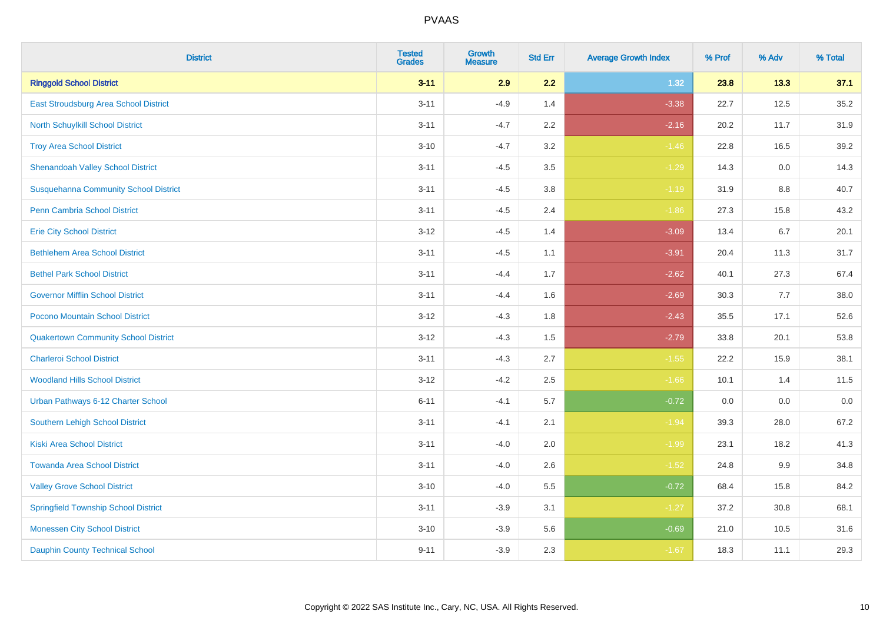# PVAAS

| District | Tested Grades | Growth Measure | Std Err | Average Growth Index | % Prof | % Adv | % Total |
|---|---|---|---|---|---|---|---|
| **Ringgold School District** | **3-11** | **2.9** | **2.2** | **1.32** | **23.8** | **13.3** | **37.1** |
| East Stroudsburg Area School District | 3-11 | -4.9 | 1.4 | -3.38 | 22.7 | 12.5 | 35.2 |
| North Schuylkill School District | 3-11 | -4.7 | 2.2 | -2.16 | 20.2 | 11.7 | 31.9 |
| Troy Area School District | 3-10 | -4.7 | 3.2 | -1.46 | 22.8 | 16.5 | 39.2 |
| Shenandoah Valley School District | 3-11 | -4.5 | 3.5 | -1.29 | 14.3 | 0.0 | 14.3 |
| Susquehanna Community School District | 3-11 | -4.5 | 3.8 | -1.19 | 31.9 | 8.8 | 40.7 |
| Penn Cambria School District | 3-11 | -4.5 | 2.4 | -1.86 | 27.3 | 15.8 | 43.2 |
| Erie City School District | 3-12 | -4.5 | 1.4 | -3.09 | 13.4 | 6.7 | 20.1 |
| Bethlehem Area School District | 3-11 | -4.5 | 1.1 | -3.91 | 20.4 | 11.3 | 31.7 |
| Bethel Park School District | 3-11 | -4.4 | 1.7 | -2.62 | 40.1 | 27.3 | 67.4 |
| Governor Mifflin School District | 3-11 | -4.4 | 1.6 | -2.69 | 30.3 | 7.7 | 38.0 |
| Pocono Mountain School District | 3-12 | -4.3 | 1.8 | -2.43 | 35.5 | 17.1 | 52.6 |
| Quakertown Community School District | 3-12 | -4.3 | 1.5 | -2.79 | 33.8 | 20.1 | 53.8 |
| Charleroi School District | 3-11 | -4.3 | 2.7 | -1.55 | 22.2 | 15.9 | 38.1 |
| Woodland Hills School District | 3-12 | -4.2 | 2.5 | -1.66 | 10.1 | 1.4 | 11.5 |
| Urban Pathways 6-12 Charter School | 6-11 | -4.1 | 5.7 | -0.72 | 0.0 | 0.0 | 0.0 |
| Southern Lehigh School District | 3-11 | -4.1 | 2.1 | -1.94 | 39.3 | 28.0 | 67.2 |
| Kiski Area School District | 3-11 | -4.0 | 2.0 | -1.99 | 23.1 | 18.2 | 41.3 |
| Towanda Area School District | 3-11 | -4.0 | 2.6 | -1.52 | 24.8 | 9.9 | 34.8 |
| Valley Grove School District | 3-10 | -4.0 | 5.5 | -0.72 | 68.4 | 15.8 | 84.2 |
| Springfield Township School District | 3-11 | -3.9 | 3.1 | -1.27 | 37.2 | 30.8 | 68.1 |
| Monessen City School District | 3-10 | -3.9 | 5.6 | -0.69 | 21.0 | 10.5 | 31.6 |
| Dauphin County Technical School | 9-11 | -3.9 | 2.3 | -1.67 | 18.3 | 11.1 | 29.3 |

Copyright © 2022 SAS Institute Inc., Cary, NC, USA. All Rights Reserved.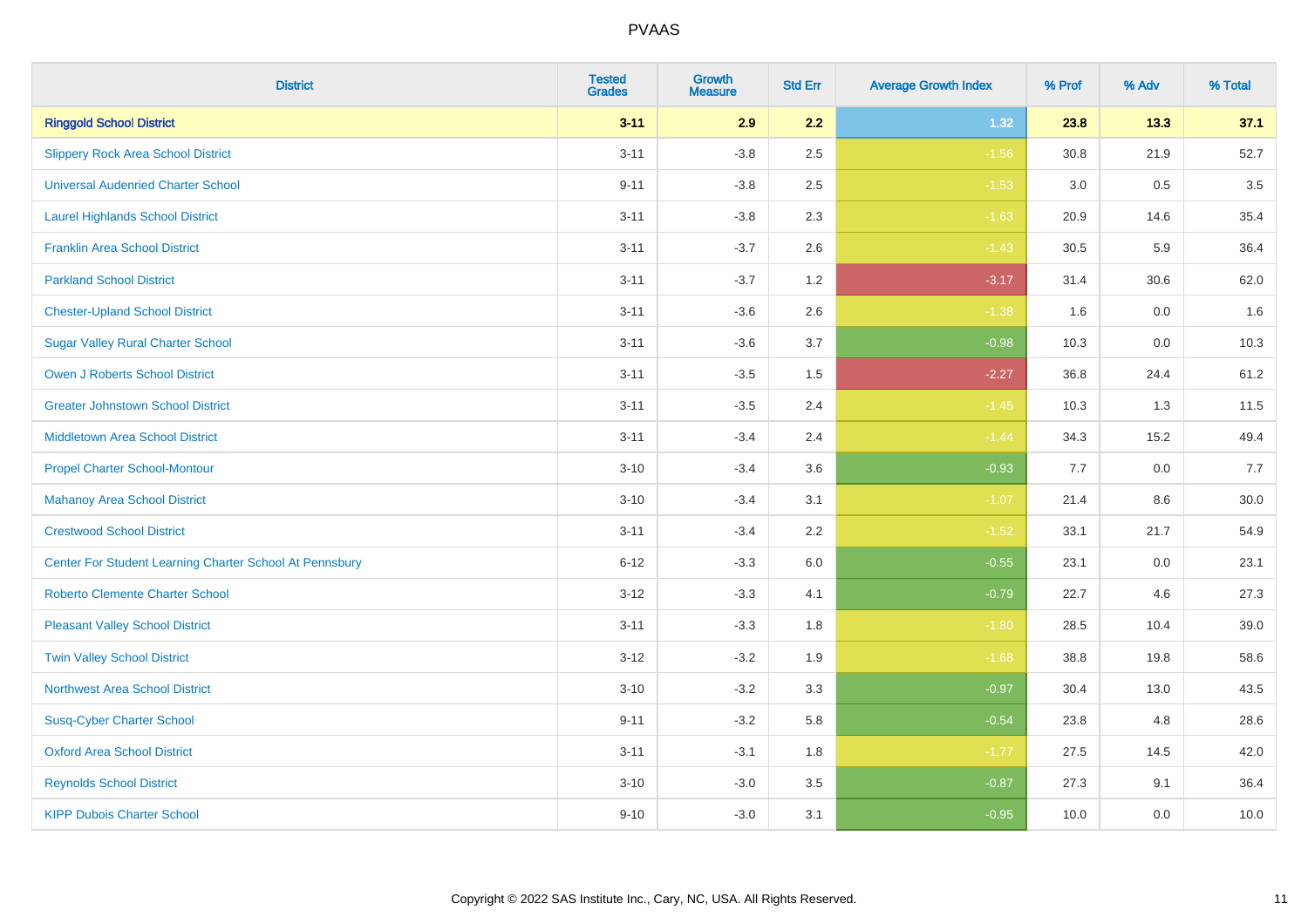# PVAAS

| District | Tested Grades | Growth Measure | Std Err | Average Growth Index | % Prof | % Adv | % Total |
|---|---|---|---|---|---|---|---|
| **Ringgold School District** | **3-11** | **2.9** | **2.2** | **1.32** | **23.8** | **13.3** | **37.1** |
| Slippery Rock Area School District | 3-11 | -3.8 | 2.5 | -1.56 | 30.8 | 21.9 | 52.7 |
| Universal Audenried Charter School | 9-11 | -3.8 | 2.5 | -1.53 | 3.0 | 0.5 | 3.5 |
| Laurel Highlands School District | 3-11 | -3.8 | 2.3 | -1.63 | 20.9 | 14.6 | 35.4 |
| Franklin Area School District | 3-11 | -3.7 | 2.6 | -1.43 | 30.5 | 5.9 | 36.4 |
| Parkland School District | 3-11 | -3.7 | 1.2 | -3.17 | 31.4 | 30.6 | 62.0 |
| Chester-Upland School District | 3-11 | -3.6 | 2.6 | -1.38 | 1.6 | 0.0 | 1.6 |
| Sugar Valley Rural Charter School | 3-11 | -3.6 | 3.7 | -0.98 | 10.3 | 0.0 | 10.3 |
| Owen J Roberts School District | 3-11 | -3.5 | 1.5 | -2.27 | 36.8 | 24.4 | 61.2 |
| Greater Johnstown School District | 3-11 | -3.5 | 2.4 | -1.45 | 10.3 | 1.3 | 11.5 |
| Middletown Area School District | 3-11 | -3.4 | 2.4 | -1.44 | 34.3 | 15.2 | 49.4 |
| Propel Charter School-Montour | 3-10 | -3.4 | 3.6 | -0.93 | 7.7 | 0.0 | 7.7 |
| Mahanoy Area School District | 3-10 | -3.4 | 3.1 | -1.07 | 21.4 | 8.6 | 30.0 |
| Crestwood School District | 3-11 | -3.4 | 2.2 | -1.52 | 33.1 | 21.7 | 54.9 |
| Center For Student Learning Charter School At Pennsbury | 6-12 | -3.3 | 6.0 | -0.55 | 23.1 | 0.0 | 23.1 |
| Roberto Clemente Charter School | 3-12 | -3.3 | 4.1 | -0.79 | 22.7 | 4.6 | 27.3 |
| Pleasant Valley School District | 3-11 | -3.3 | 1.8 | -1.80 | 28.5 | 10.4 | 39.0 |
| Twin Valley School District | 3-12 | -3.2 | 1.9 | -1.68 | 38.8 | 19.8 | 58.6 |
| Northwest Area School District | 3-10 | -3.2 | 3.3 | -0.97 | 30.4 | 13.0 | 43.5 |
| Susq-Cyber Charter School | 9-11 | -3.2 | 5.8 | -0.54 | 23.8 | 4.8 | 28.6 |
| Oxford Area School District | 3-11 | -3.1 | 1.8 | -1.77 | 27.5 | 14.5 | 42.0 |
| Reynolds School District | 3-10 | -3.0 | 3.5 | -0.87 | 27.3 | 9.1 | 36.4 |
| KIPP Dubois Charter School | 9-10 | -3.0 | 3.1 | -0.95 | 10.0 | 0.0 | 10.0 |

Copyright © 2022 SAS Institute Inc., Cary, NC, USA. All Rights Reserved.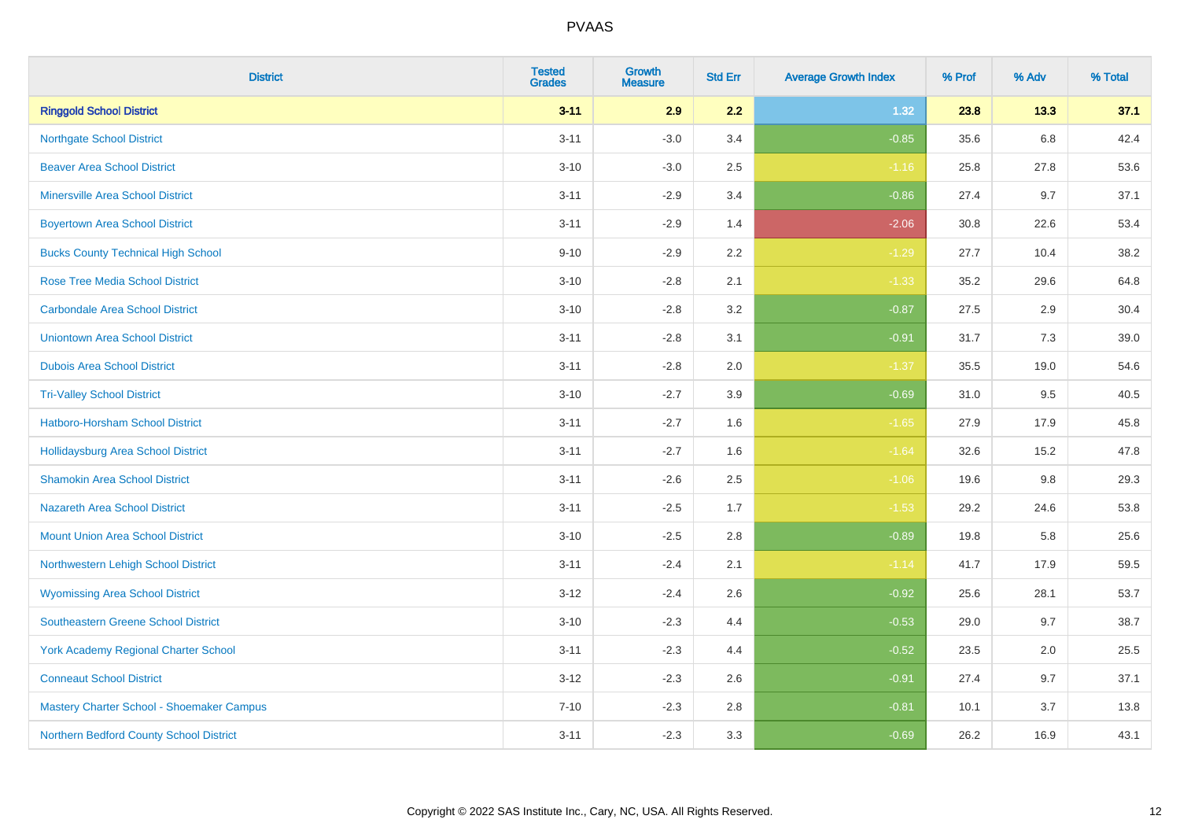| District | Tested Grades | Growth Measure | Std Err | Average Growth Index | % Prof | % Adv | % Total |
|---|---|---|---|---|---|---|---|
| **Ringgold School District** | **3-11** | **2.9** | **2.2** | **1.32** | **23.8** | **13.3** | **37.1** |
| Northgate School District | 3-11 | -3.0 | 3.4 | -0.85 | 35.6 | 6.8 | 42.4 |
| Beaver Area School District | 3-10 | -3.0 | 2.5 | -1.16 | 25.8 | 27.8 | 53.6 |
| Minersville Area School District | 3-11 | -2.9 | 3.4 | -0.86 | 27.4 | 9.7 | 37.1 |
| Boyertown Area School District | 3-11 | -2.9 | 1.4 | -2.06 | 30.8 | 22.6 | 53.4 |
| Bucks County Technical High School | 9-10 | -2.9 | 2.2 | -1.29 | 27.7 | 10.4 | 38.2 |
| Rose Tree Media School District | 3-10 | -2.8 | 2.1 | -1.33 | 35.2 | 29.6 | 64.8 |
| Carbondale Area School District | 3-10 | -2.8 | 3.2 | -0.87 | 27.5 | 2.9 | 30.4 |
| Uniontown Area School District | 3-11 | -2.8 | 3.1 | -0.91 | 31.7 | 7.3 | 39.0 |
| Dubois Area School District | 3-11 | -2.8 | 2.0 | -1.37 | 35.5 | 19.0 | 54.6 |
| Tri-Valley School District | 3-10 | -2.7 | 3.9 | -0.69 | 31.0 | 9.5 | 40.5 |
| Hatboro-Horsham School District | 3-11 | -2.7 | 1.6 | -1.65 | 27.9 | 17.9 | 45.8 |
| Hollidaysburg Area School District | 3-11 | -2.7 | 1.6 | -1.64 | 32.6 | 15.2 | 47.8 |
| Shamokin Area School District | 3-11 | -2.6 | 2.5 | -1.06 | 19.6 | 9.8 | 29.3 |
| Nazareth Area School District | 3-11 | -2.5 | 1.7 | -1.53 | 29.2 | 24.6 | 53.8 |
| Mount Union Area School District | 3-10 | -2.5 | 2.8 | -0.89 | 19.8 | 5.8 | 25.6 |
| Northwestern Lehigh School District | 3-11 | -2.4 | 2.1 | -1.14 | 41.7 | 17.9 | 59.5 |
| Wyomissing Area School District | 3-12 | -2.4 | 2.6 | -0.92 | 25.6 | 28.1 | 53.7 |
| Southeastern Greene School District | 3-10 | -2.3 | 4.4 | -0.53 | 29.0 | 9.7 | 38.7 |
| York Academy Regional Charter School | 3-11 | -2.3 | 4.4 | -0.52 | 23.5 | 2.0 | 25.5 |
| Conneaut School District | 3-12 | -2.3 | 2.6 | -0.91 | 27.4 | 9.7 | 37.1 |
| Mastery Charter School - Shoemaker Campus | 7-10 | -2.3 | 2.8 | -0.81 | 10.1 | 3.7 | 13.8 |
| Northern Bedford County School District | 3-11 | -2.3 | 3.3 | -0.69 | 26.2 | 16.9 | 43.1 |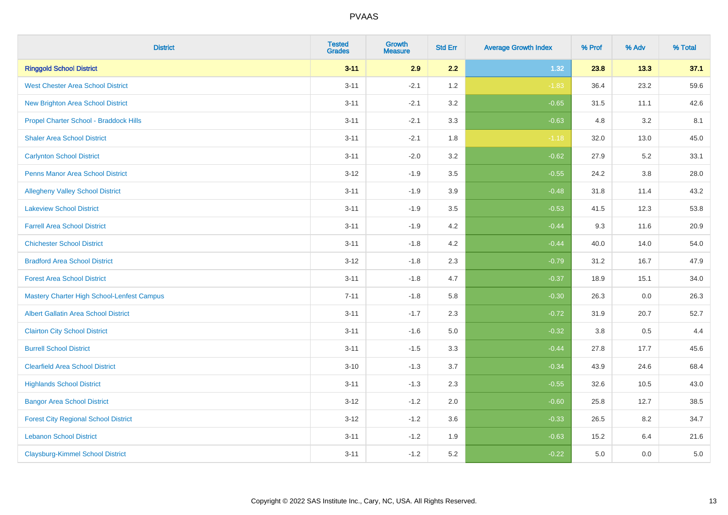| District | Tested Grades | Growth Measure | Std Err | Average Growth Index | % Prof | % Adv | % Total |
|---|---|---|---|---|---|---|---|
| **Ringgold School District** | **3-11** | **2.9** | **2.2** | **1.32** | **23.8** | **13.3** | **37.1** |
| West Chester Area School District | 3-11 | -2.1 | 1.2 | -1.83 | 36.4 | 23.2 | 59.6 |
| New Brighton Area School District | 3-11 | -2.1 | 3.2 | -0.65 | 31.5 | 11.1 | 42.6 |
| Propel Charter School - Braddock Hills | 3-11 | -2.1 | 3.3 | -0.63 | 4.8 | 3.2 | 8.1 |
| Shaler Area School District | 3-11 | -2.1 | 1.8 | -1.18 | 32.0 | 13.0 | 45.0 |
| Carlynton School District | 3-11 | -2.0 | 3.2 | -0.62 | 27.9 | 5.2 | 33.1 |
| Penns Manor Area School District | 3-12 | -1.9 | 3.5 | -0.55 | 24.2 | 3.8 | 28.0 |
| Allegheny Valley School District | 3-11 | -1.9 | 3.9 | -0.48 | 31.8 | 11.4 | 43.2 |
| Lakeview School District | 3-11 | -1.9 | 3.5 | -0.53 | 41.5 | 12.3 | 53.8 |
| Farrell Area School District | 3-11 | -1.9 | 4.2 | -0.44 | 9.3 | 11.6 | 20.9 |
| Chichester School District | 3-11 | -1.8 | 4.2 | -0.44 | 40.0 | 14.0 | 54.0 |
| Bradford Area School District | 3-12 | -1.8 | 2.3 | -0.79 | 31.2 | 16.7 | 47.9 |
| Forest Area School District | 3-11 | -1.8 | 4.7 | -0.37 | 18.9 | 15.1 | 34.0 |
| Mastery Charter High School-Lenfest Campus | 7-11 | -1.8 | 5.8 | -0.30 | 26.3 | 0.0 | 26.3 |
| Albert Gallatin Area School District | 3-11 | -1.7 | 2.3 | -0.72 | 31.9 | 20.7 | 52.7 |
| Clairton City School District | 3-11 | -1.6 | 5.0 | -0.32 | 3.8 | 0.5 | 4.4 |
| Burrell School District | 3-11 | -1.5 | 3.3 | -0.44 | 27.8 | 17.7 | 45.6 |
| Clearfield Area School District | 3-10 | -1.3 | 3.7 | -0.34 | 43.9 | 24.6 | 68.4 |
| Highlands School District | 3-11 | -1.3 | 2.3 | -0.55 | 32.6 | 10.5 | 43.0 |
| Bangor Area School District | 3-12 | -1.2 | 2.0 | -0.60 | 25.8 | 12.7 | 38.5 |
| Forest City Regional School District | 3-12 | -1.2 | 3.6 | -0.33 | 26.5 | 8.2 | 34.7 |
| Lebanon School District | 3-11 | -1.2 | 1.9 | -0.63 | 15.2 | 6.4 | 21.6 |
| Claysburg-Kimmel School District | 3-11 | -1.2 | 5.2 | -0.22 | 5.0 | 0.0 | 5.0 |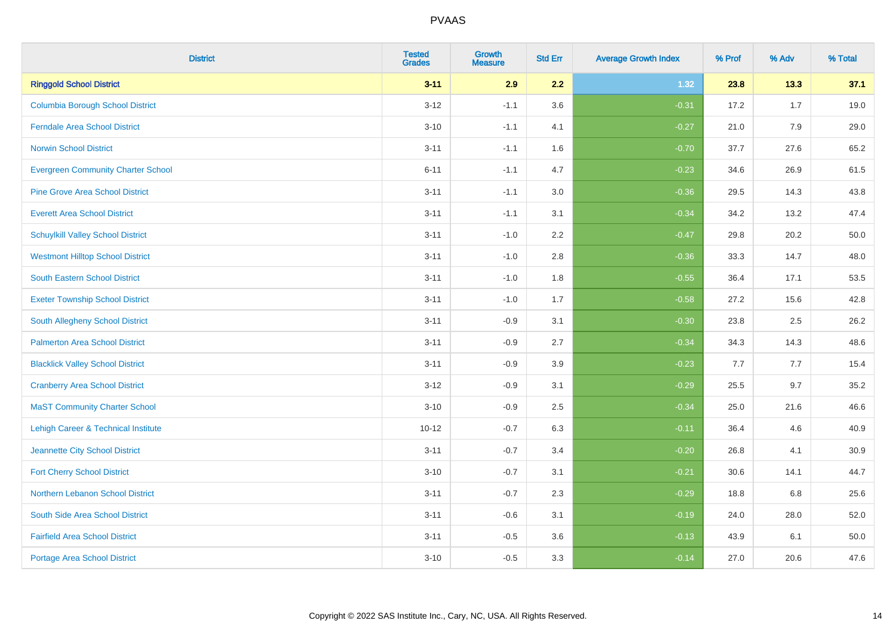PVAAS

| District | Tested Grades | Growth Measure | Std Err | Average Growth Index | % Prof | % Adv | % Total |
|---|---|---|---|---|---|---|---|
| **Ringgold School District** | **3-11** | **2.9** | **2.2** | **1.32** | **23.8** | **13.3** | **37.1** |
| Columbia Borough School District | 3-12 | -1.1 | 3.6 | -0.31 | 17.2 | 1.7 | 19.0 |
| Ferndale Area School District | 3-10 | -1.1 | 4.1 | -0.27 | 21.0 | 7.9 | 29.0 |
| Norwin School District | 3-11 | -1.1 | 1.6 | -0.70 | 37.7 | 27.6 | 65.2 |
| Evergreen Community Charter School | 6-11 | -1.1 | 4.7 | -0.23 | 34.6 | 26.9 | 61.5 |
| Pine Grove Area School District | 3-11 | -1.1 | 3.0 | -0.36 | 29.5 | 14.3 | 43.8 |
| Everett Area School District | 3-11 | -1.1 | 3.1 | -0.34 | 34.2 | 13.2 | 47.4 |
| Schuylkill Valley School District | 3-11 | -1.0 | 2.2 | -0.47 | 29.8 | 20.2 | 50.0 |
| Westmont Hilltop School District | 3-11 | -1.0 | 2.8 | -0.36 | 33.3 | 14.7 | 48.0 |
| South Eastern School District | 3-11 | -1.0 | 1.8 | -0.55 | 36.4 | 17.1 | 53.5 |
| Exeter Township School District | 3-11 | -1.0 | 1.7 | -0.58 | 27.2 | 15.6 | 42.8 |
| South Allegheny School District | 3-11 | -0.9 | 3.1 | -0.30 | 23.8 | 2.5 | 26.2 |
| Palmerton Area School District | 3-11 | -0.9 | 2.7 | -0.34 | 34.3 | 14.3 | 48.6 |
| Blacklick Valley School District | 3-11 | -0.9 | 3.9 | -0.23 | 7.7 | 7.7 | 15.4 |
| Cranberry Area School District | 3-12 | -0.9 | 3.1 | -0.29 | 25.5 | 9.7 | 35.2 |
| MaST Community Charter School | 3-10 | -0.9 | 2.5 | -0.34 | 25.0 | 21.6 | 46.6 |
| Lehigh Career & Technical Institute | 10-12 | -0.7 | 6.3 | -0.11 | 36.4 | 4.6 | 40.9 |
| Jeannette City School District | 3-11 | -0.7 | 3.4 | -0.20 | 26.8 | 4.1 | 30.9 |
| Fort Cherry School District | 3-10 | -0.7 | 3.1 | -0.21 | 30.6 | 14.1 | 44.7 |
| Northern Lebanon School District | 3-11 | -0.7 | 2.3 | -0.29 | 18.8 | 6.8 | 25.6 |
| South Side Area School District | 3-11 | -0.6 | 3.1 | -0.19 | 24.0 | 28.0 | 52.0 |
| Fairfield Area School District | 3-11 | -0.5 | 3.6 | -0.13 | 43.9 | 6.1 | 50.0 |
| Portage Area School District | 3-10 | -0.5 | 3.3 | -0.14 | 27.0 | 20.6 | 47.6 |

Copyright © 2022 SAS Institute Inc., Cary, NC, USA. All Rights Reserved.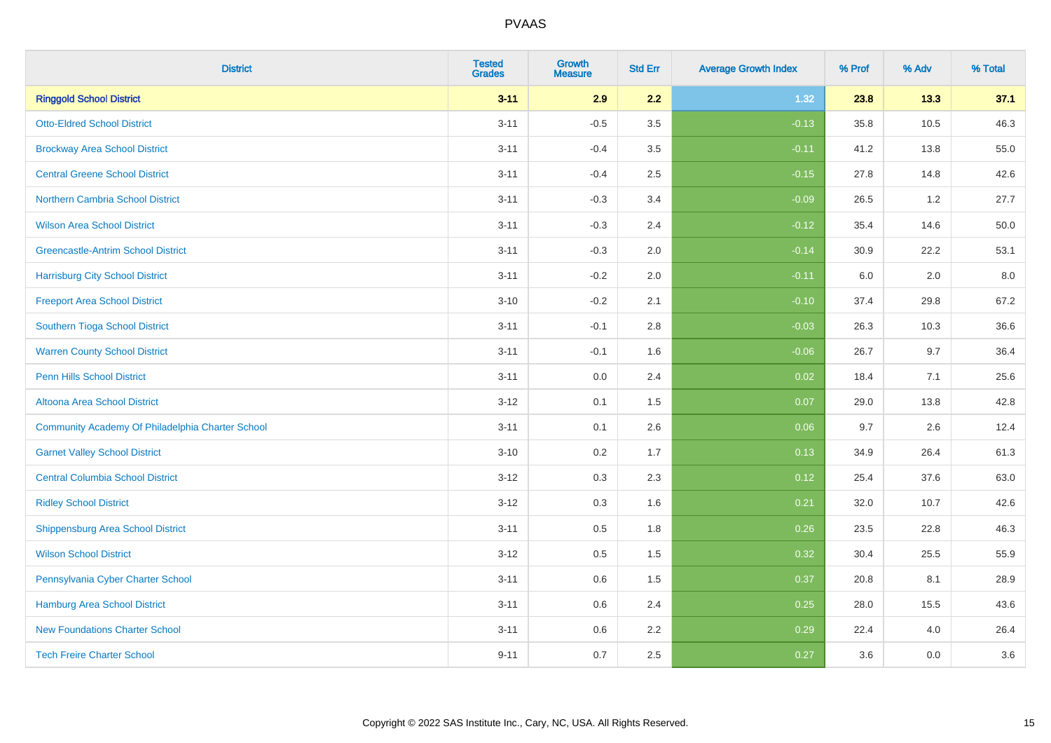# PVAAS

| District | Tested Grades | Growth Measure | Std Err | Average Growth Index | % Prof | % Adv | % Total |
|---|---|---|---|---|---|---|---|
| **Ringgold School District** | **3-11** | **2.9** | **2.2** | **1.32** | **23.8** | **13.3** | **37.1** |
| Otto-Eldred School District | 3-11 | -0.5 | 3.5 | -0.13 | 35.8 | 10.5 | 46.3 |
| Brockway Area School District | 3-11 | -0.4 | 3.5 | -0.11 | 41.2 | 13.8 | 55.0 |
| Central Greene School District | 3-11 | -0.4 | 2.5 | -0.15 | 27.8 | 14.8 | 42.6 |
| Northern Cambria School District | 3-11 | -0.3 | 3.4 | -0.09 | 26.5 | 1.2 | 27.7 |
| Wilson Area School District | 3-11 | -0.3 | 2.4 | -0.12 | 35.4 | 14.6 | 50.0 |
| Greencastle-Antrim School District | 3-11 | -0.3 | 2.0 | -0.14 | 30.9 | 22.2 | 53.1 |
| Harrisburg City School District | 3-11 | -0.2 | 2.0 | -0.11 | 6.0 | 2.0 | 8.0 |
| Freeport Area School District | 3-10 | -0.2 | 2.1 | -0.10 | 37.4 | 29.8 | 67.2 |
| Southern Tioga School District | 3-11 | -0.1 | 2.8 | -0.03 | 26.3 | 10.3 | 36.6 |
| Warren County School District | 3-11 | -0.1 | 1.6 | -0.06 | 26.7 | 9.7 | 36.4 |
| Penn Hills School District | 3-11 | 0.0 | 2.4 | 0.02 | 18.4 | 7.1 | 25.6 |
| Altoona Area School District | 3-12 | 0.1 | 1.5 | 0.07 | 29.0 | 13.8 | 42.8 |
| Community Academy Of Philadelphia Charter School | 3-11 | 0.1 | 2.6 | 0.06 | 9.7 | 2.6 | 12.4 |
| Garnet Valley School District | 3-10 | 0.2 | 1.7 | 0.13 | 34.9 | 26.4 | 61.3 |
| Central Columbia School District | 3-12 | 0.3 | 2.3 | 0.12 | 25.4 | 37.6 | 63.0 |
| Ridley School District | 3-12 | 0.3 | 1.6 | 0.21 | 32.0 | 10.7 | 42.6 |
| Shippensburg Area School District | 3-11 | 0.5 | 1.8 | 0.26 | 23.5 | 22.8 | 46.3 |
| Wilson School District | 3-12 | 0.5 | 1.5 | 0.32 | 30.4 | 25.5 | 55.9 |
| Pennsylvania Cyber Charter School | 3-11 | 0.6 | 1.5 | 0.37 | 20.8 | 8.1 | 28.9 |
| Hamburg Area School District | 3-11 | 0.6 | 2.4 | 0.25 | 28.0 | 15.5 | 43.6 |
| New Foundations Charter School | 3-11 | 0.6 | 2.2 | 0.29 | 22.4 | 4.0 | 26.4 |
| Tech Freire Charter School | 9-11 | 0.7 | 2.5 | 0.27 | 3.6 | 0.0 | 3.6 |

Copyright © 2022 SAS Institute Inc., Cary, NC, USA. All Rights Reserved.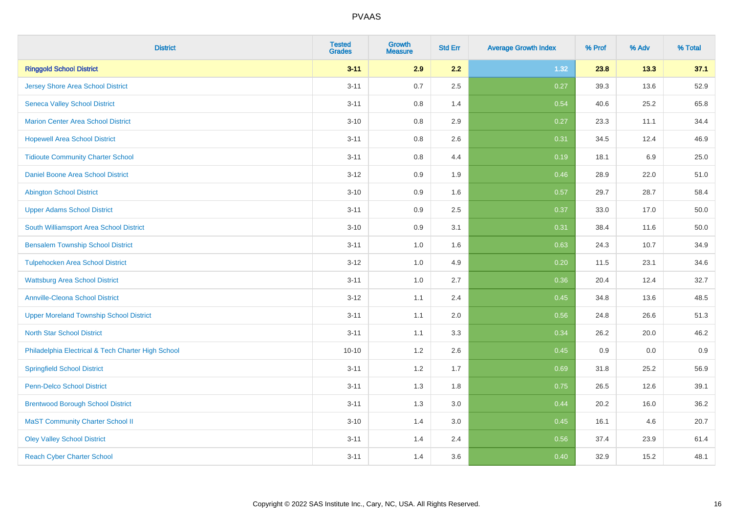# PVAAS

| District | Tested Grades | Growth Measure | Std Err | Average Growth Index | % Prof | % Adv | % Total |
|---|---|---|---|---|---|---|---|
| **Ringgold School District** | **3-11** | **2.9** | **2.2** | **1.32** | **23.8** | **13.3** | **37.1** |
| Jersey Shore Area School District | 3-11 | 0.7 | 2.5 | 0.27 | 39.3 | 13.6 | 52.9 |
| Seneca Valley School District | 3-11 | 0.8 | 1.4 | 0.54 | 40.6 | 25.2 | 65.8 |
| Marion Center Area School District | 3-10 | 0.8 | 2.9 | 0.27 | 23.3 | 11.1 | 34.4 |
| Hopewell Area School District | 3-11 | 0.8 | 2.6 | 0.31 | 34.5 | 12.4 | 46.9 |
| Tidioute Community Charter School | 3-11 | 0.8 | 4.4 | 0.19 | 18.1 | 6.9 | 25.0 |
| Daniel Boone Area School District | 3-12 | 0.9 | 1.9 | 0.46 | 28.9 | 22.0 | 51.0 |
| Abington School District | 3-10 | 0.9 | 1.6 | 0.57 | 29.7 | 28.7 | 58.4 |
| Upper Adams School District | 3-11 | 0.9 | 2.5 | 0.37 | 33.0 | 17.0 | 50.0 |
| South Williamsport Area School District | 3-10 | 0.9 | 3.1 | 0.31 | 38.4 | 11.6 | 50.0 |
| Bensalem Township School District | 3-11 | 1.0 | 1.6 | 0.63 | 24.3 | 10.7 | 34.9 |
| Tulpehocken Area School District | 3-12 | 1.0 | 4.9 | 0.20 | 11.5 | 23.1 | 34.6 |
| Wattsburg Area School District | 3-11 | 1.0 | 2.7 | 0.36 | 20.4 | 12.4 | 32.7 |
| Annville-Cleona School District | 3-12 | 1.1 | 2.4 | 0.45 | 34.8 | 13.6 | 48.5 |
| Upper Moreland Township School District | 3-11 | 1.1 | 2.0 | 0.56 | 24.8 | 26.6 | 51.3 |
| North Star School District | 3-11 | 1.1 | 3.3 | 0.34 | 26.2 | 20.0 | 46.2 |
| Philadelphia Electrical & Tech Charter High School | 10-10 | 1.2 | 2.6 | 0.45 | 0.9 | 0.0 | 0.9 |
| Springfield School District | 3-11 | 1.2 | 1.7 | 0.69 | 31.8 | 25.2 | 56.9 |
| Penn-Delco School District | 3-11 | 1.3 | 1.8 | 0.75 | 26.5 | 12.6 | 39.1 |
| Brentwood Borough School District | 3-11 | 1.3 | 3.0 | 0.44 | 20.2 | 16.0 | 36.2 |
| MaST Community Charter School II | 3-10 | 1.4 | 3.0 | 0.45 | 16.1 | 4.6 | 20.7 |
| Oley Valley School District | 3-11 | 1.4 | 2.4 | 0.56 | 37.4 | 23.9 | 61.4 |
| Reach Cyber Charter School | 3-11 | 1.4 | 3.6 | 0.40 | 32.9 | 15.2 | 48.1 |

Copyright © 2022 SAS Institute Inc., Cary, NC, USA. All Rights Reserved.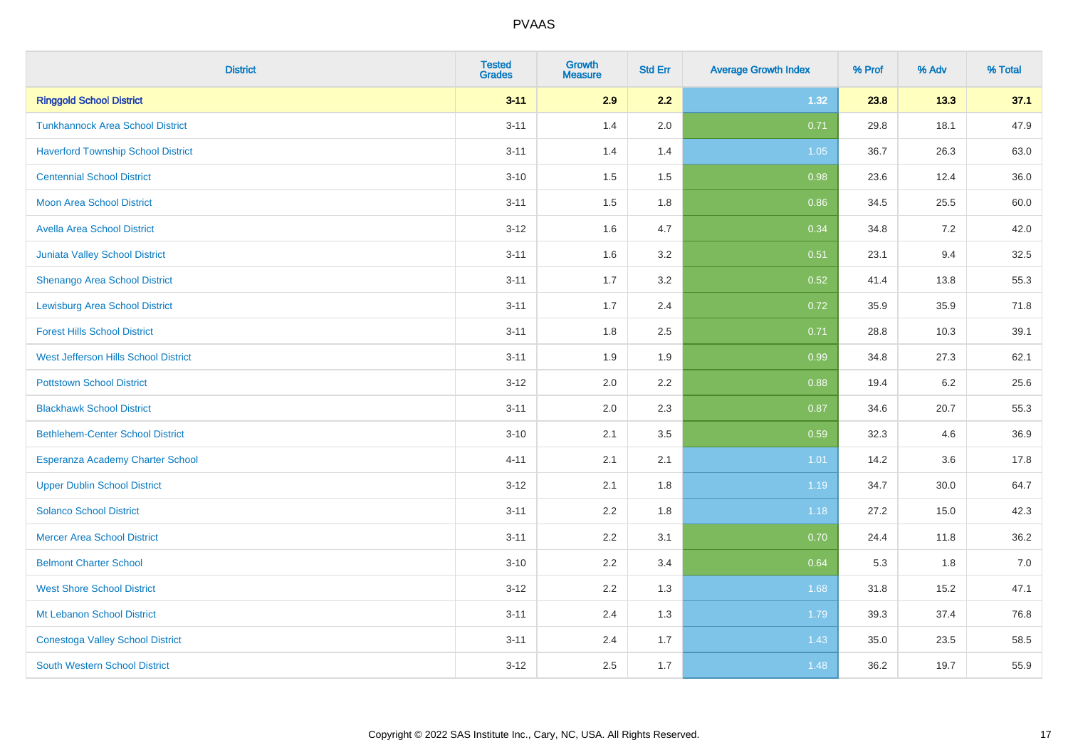| District | Tested Grades | Growth Measure | Std Err | Average Growth Index | % Prof | % Adv | % Total |
|---|---|---|---|---|---|---|---|
| **Ringgold School District** | **3-11** | **2.9** | **2.2** | **1.32** | **23.8** | **13.3** | **37.1** |
| Tunkhannock Area School District | 3-11 | 1.4 | 2.0 | 0.71 | 29.8 | 18.1 | 47.9 |
| Haverford Township School District | 3-11 | 1.4 | 1.4 | 1.05 | 36.7 | 26.3 | 63.0 |
| Centennial School District | 3-10 | 1.5 | 1.5 | 0.98 | 23.6 | 12.4 | 36.0 |
| Moon Area School District | 3-11 | 1.5 | 1.8 | 0.86 | 34.5 | 25.5 | 60.0 |
| Avella Area School District | 3-12 | 1.6 | 4.7 | 0.34 | 34.8 | 7.2 | 42.0 |
| Juniata Valley School District | 3-11 | 1.6 | 3.2 | 0.51 | 23.1 | 9.4 | 32.5 |
| Shenango Area School District | 3-11 | 1.7 | 3.2 | 0.52 | 41.4 | 13.8 | 55.3 |
| Lewisburg Area School District | 3-11 | 1.7 | 2.4 | 0.72 | 35.9 | 35.9 | 71.8 |
| Forest Hills School District | 3-11 | 1.8 | 2.5 | 0.71 | 28.8 | 10.3 | 39.1 |
| West Jefferson Hills School District | 3-11 | 1.9 | 1.9 | 0.99 | 34.8 | 27.3 | 62.1 |
| Pottstown School District | 3-12 | 2.0 | 2.2 | 0.88 | 19.4 | 6.2 | 25.6 |
| Blackhawk School District | 3-11 | 2.0 | 2.3 | 0.87 | 34.6 | 20.7 | 55.3 |
| Bethlehem-Center School District | 3-10 | 2.1 | 3.5 | 0.59 | 32.3 | 4.6 | 36.9 |
| Esperanza Academy Charter School | 4-11 | 2.1 | 2.1 | 1.01 | 14.2 | 3.6 | 17.8 |
| Upper Dublin School District | 3-12 | 2.1 | 1.8 | 1.19 | 34.7 | 30.0 | 64.7 |
| Solanco School District | 3-11 | 2.2 | 1.8 | 1.18 | 27.2 | 15.0 | 42.3 |
| Mercer Area School District | 3-11 | 2.2 | 3.1 | 0.70 | 24.4 | 11.8 | 36.2 |
| Belmont Charter School | 3-10 | 2.2 | 3.4 | 0.64 | 5.3 | 1.8 | 7.0 |
| West Shore School District | 3-12 | 2.2 | 1.3 | 1.68 | 31.8 | 15.2 | 47.1 |
| Mt Lebanon School District | 3-11 | 2.4 | 1.3 | 1.79 | 39.3 | 37.4 | 76.8 |
| Conestoga Valley School District | 3-11 | 2.4 | 1.7 | 1.43 | 35.0 | 23.5 | 58.5 |
| South Western School District | 3-12 | 2.5 | 1.7 | 1.48 | 36.2 | 19.7 | 55.9 |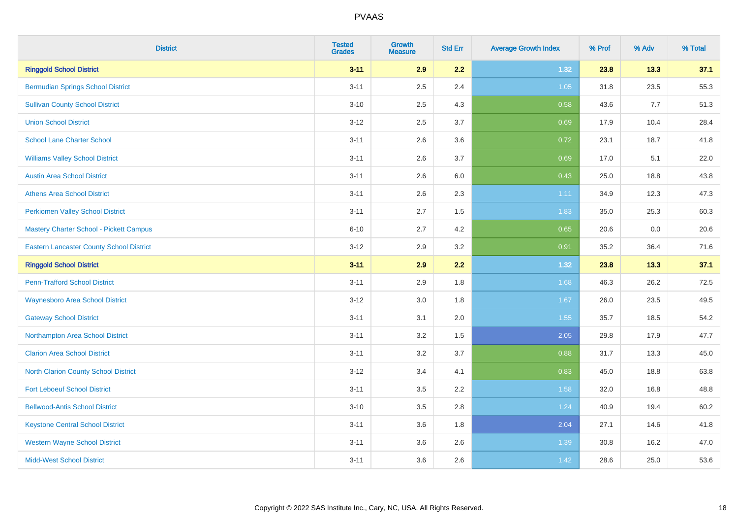| District | Tested Grades | Growth Measure | Std Err | Average Growth Index | % Prof | % Adv | % Total |
|---|---|---|---|---|---|---|---|
| **Ringgold School District** | **3-11** | **2.9** | **2.2** | **1.32** | **23.8** | **13.3** | **37.1** |
| Bermudian Springs School District | 3-11 | 2.5 | 2.4 | 1.05 | 31.8 | 23.5 | 55.3 |
| Sullivan County School District | 3-10 | 2.5 | 4.3 | 0.58 | 43.6 | 7.7 | 51.3 |
| Union School District | 3-12 | 2.5 | 3.7 | 0.69 | 17.9 | 10.4 | 28.4 |
| School Lane Charter School | 3-11 | 2.6 | 3.6 | 0.72 | 23.1 | 18.7 | 41.8 |
| Williams Valley School District | 3-11 | 2.6 | 3.7 | 0.69 | 17.0 | 5.1 | 22.0 |
| Austin Area School District | 3-11 | 2.6 | 6.0 | 0.43 | 25.0 | 18.8 | 43.8 |
| Athens Area School District | 3-11 | 2.6 | 2.3 | 1.11 | 34.9 | 12.3 | 47.3 |
| Perkiomen Valley School District | 3-11 | 2.7 | 1.5 | 1.83 | 35.0 | 25.3 | 60.3 |
| Mastery Charter School - Pickett Campus | 6-10 | 2.7 | 4.2 | 0.65 | 20.6 | 0.0 | 20.6 |
| Eastern Lancaster County School District | 3-12 | 2.9 | 3.2 | 0.91 | 35.2 | 36.4 | 71.6 |
| **Ringgold School District** | **3-11** | **2.9** | **2.2** | **1.32** | **23.8** | **13.3** | **37.1** |
| Penn-Trafford School District | 3-11 | 2.9 | 1.8 | 1.68 | 46.3 | 26.2 | 72.5 |
| Waynesboro Area School District | 3-12 | 3.0 | 1.8 | 1.67 | 26.0 | 23.5 | 49.5 |
| Gateway School District | 3-11 | 3.1 | 2.0 | 1.55 | 35.7 | 18.5 | 54.2 |
| Northampton Area School District | 3-11 | 3.2 | 1.5 | 2.05 | 29.8 | 17.9 | 47.7 |
| Clarion Area School District | 3-11 | 3.2 | 3.7 | 0.88 | 31.7 | 13.3 | 45.0 |
| North Clarion County School District | 3-12 | 3.4 | 4.1 | 0.83 | 45.0 | 18.8 | 63.8 |
| Fort Leboeuf School District | 3-11 | 3.5 | 2.2 | 1.58 | 32.0 | 16.8 | 48.8 |
| Bellwood-Antis School District | 3-10 | 3.5 | 2.8 | 1.24 | 40.9 | 19.4 | 60.2 |
| Keystone Central School District | 3-11 | 3.6 | 1.8 | 2.04 | 27.1 | 14.6 | 41.8 |
| Western Wayne School District | 3-11 | 3.6 | 2.6 | 1.39 | 30.8 | 16.2 | 47.0 |
| Midd-West School District | 3-11 | 3.6 | 2.6 | 1.42 | 28.6 | 25.0 | 53.6 |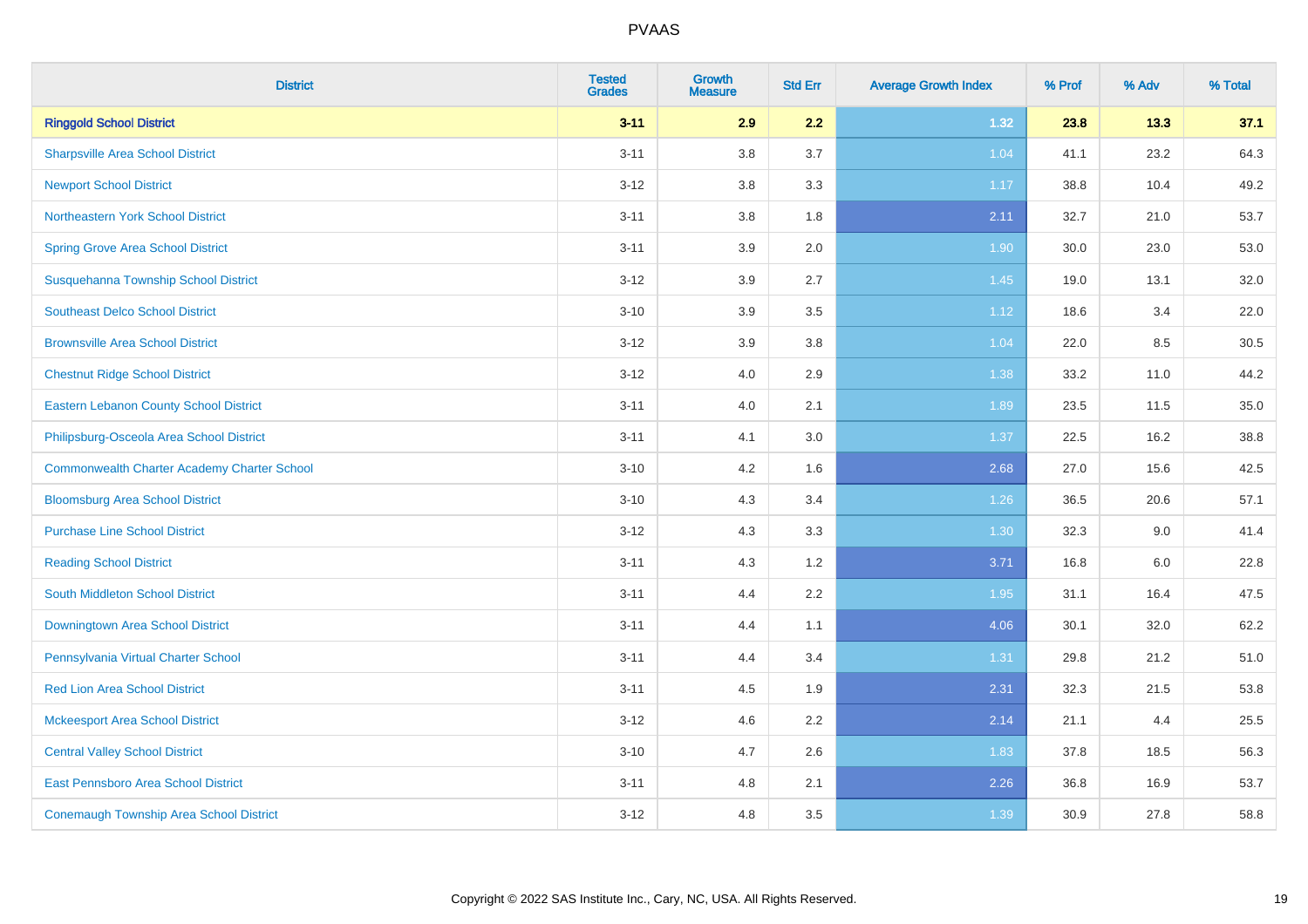# PVAAS

| District | Tested Grades | Growth Measure | Std Err | Average Growth Index | % Prof | % Adv | % Total |
|---|---|---|---|---|---|---|---|
| **Ringgold School District** | **3-11** | **2.9** | **2.2** | **1.32** | **23.8** | **13.3** | **37.1** |
| Sharpsville Area School District | 3-11 | 3.8 | 3.7 | 1.04 | 41.1 | 23.2 | 64.3 |
| Newport School District | 3-12 | 3.8 | 3.3 | 1.17 | 38.8 | 10.4 | 49.2 |
| Northeastern York School District | 3-11 | 3.8 | 1.8 | 2.11 | 32.7 | 21.0 | 53.7 |
| Spring Grove Area School District | 3-11 | 3.9 | 2.0 | 1.90 | 30.0 | 23.0 | 53.0 |
| Susquehanna Township School District | 3-12 | 3.9 | 2.7 | 1.45 | 19.0 | 13.1 | 32.0 |
| Southeast Delco School District | 3-10 | 3.9 | 3.5 | 1.12 | 18.6 | 3.4 | 22.0 |
| Brownsville Area School District | 3-12 | 3.9 | 3.8 | 1.04 | 22.0 | 8.5 | 30.5 |
| Chestnut Ridge School District | 3-12 | 4.0 | 2.9 | 1.38 | 33.2 | 11.0 | 44.2 |
| Eastern Lebanon County School District | 3-11 | 4.0 | 2.1 | 1.89 | 23.5 | 11.5 | 35.0 |
| Philipsburg-Osceola Area School District | 3-11 | 4.1 | 3.0 | 1.37 | 22.5 | 16.2 | 38.8 |
| Commonwealth Charter Academy Charter School | 3-10 | 4.2 | 1.6 | 2.68 | 27.0 | 15.6 | 42.5 |
| Bloomsburg Area School District | 3-10 | 4.3 | 3.4 | 1.26 | 36.5 | 20.6 | 57.1 |
| Purchase Line School District | 3-12 | 4.3 | 3.3 | 1.30 | 32.3 | 9.0 | 41.4 |
| Reading School District | 3-11 | 4.3 | 1.2 | 3.71 | 16.8 | 6.0 | 22.8 |
| South Middleton School District | 3-11 | 4.4 | 2.2 | 1.95 | 31.1 | 16.4 | 47.5 |
| Downingtown Area School District | 3-11 | 4.4 | 1.1 | 4.06 | 30.1 | 32.0 | 62.2 |
| Pennsylvania Virtual Charter School | 3-11 | 4.4 | 3.4 | 1.31 | 29.8 | 21.2 | 51.0 |
| Red Lion Area School District | 3-11 | 4.5 | 1.9 | 2.31 | 32.3 | 21.5 | 53.8 |
| Mckeesport Area School District | 3-12 | 4.6 | 2.2 | 2.14 | 21.1 | 4.4 | 25.5 |
| Central Valley School District | 3-10 | 4.7 | 2.6 | 1.83 | 37.8 | 18.5 | 56.3 |
| East Pennsboro Area School District | 3-11 | 4.8 | 2.1 | 2.26 | 36.8 | 16.9 | 53.7 |
| Conemaugh Township Area School District | 3-12 | 4.8 | 3.5 | 1.39 | 30.9 | 27.8 | 58.8 |

Copyright © 2022 SAS Institute Inc., Cary, NC, USA. All Rights Reserved.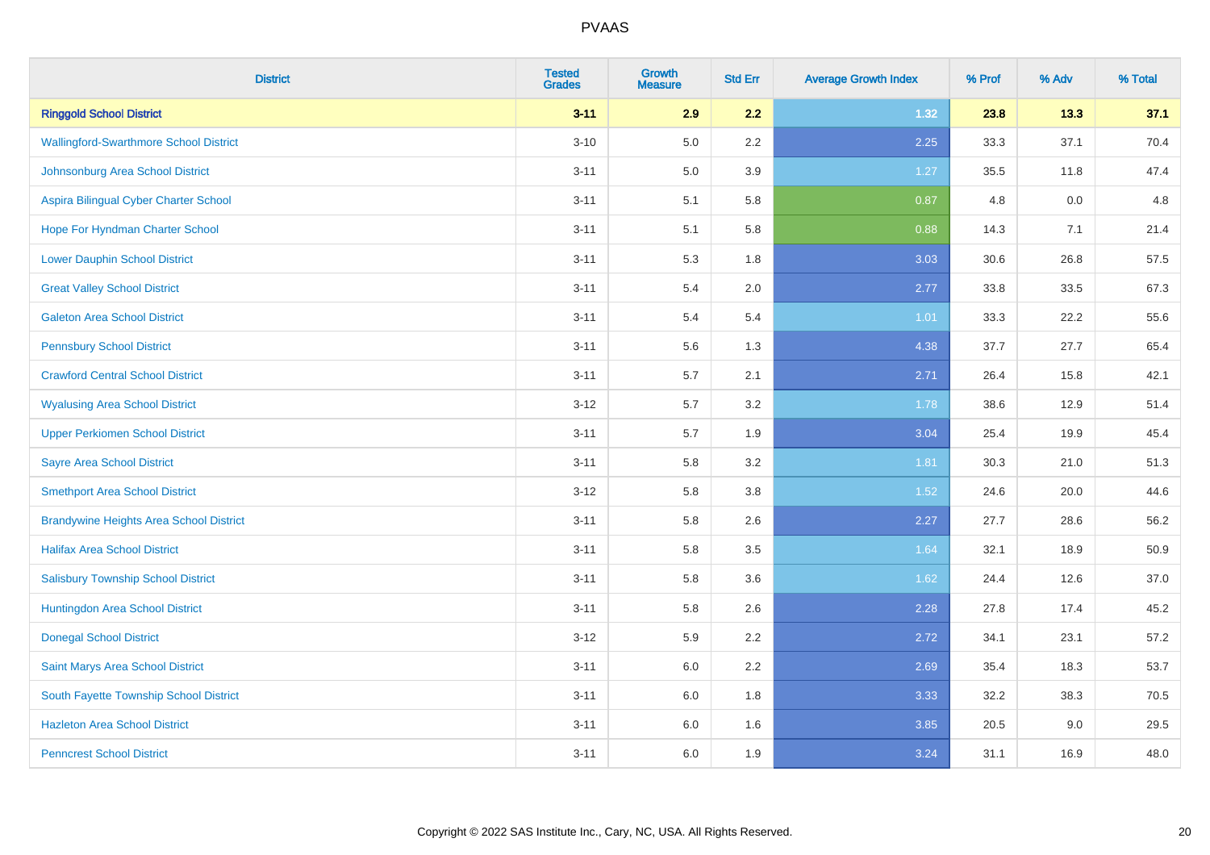# PVAAS

| District | Tested Grades | Growth Measure | Std Err | Average Growth Index | % Prof | % Adv | % Total |
|---|---|---|---|---|---|---|---|
| **Ringgold School District** | **3-11** | **2.9** | **2.2** | **1.32** | **23.8** | **13.3** | **37.1** |
| Wallingford-Swarthmore School District | 3-10 | 5.0 | 2.2 | 2.25 | 33.3 | 37.1 | 70.4 |
| Johnsonburg Area School District | 3-11 | 5.0 | 3.9 | 1.27 | 35.5 | 11.8 | 47.4 |
| Aspira Bilingual Cyber Charter School | 3-11 | 5.1 | 5.8 | 0.87 | 4.8 | 0.0 | 4.8 |
| Hope For Hyndman Charter School | 3-11 | 5.1 | 5.8 | 0.88 | 14.3 | 7.1 | 21.4 |
| Lower Dauphin School District | 3-11 | 5.3 | 1.8 | 3.03 | 30.6 | 26.8 | 57.5 |
| Great Valley School District | 3-11 | 5.4 | 2.0 | 2.77 | 33.8 | 33.5 | 67.3 |
| Galeton Area School District | 3-11 | 5.4 | 5.4 | 1.01 | 33.3 | 22.2 | 55.6 |
| Pennsbury School District | 3-11 | 5.6 | 1.3 | 4.38 | 37.7 | 27.7 | 65.4 |
| Crawford Central School District | 3-11 | 5.7 | 2.1 | 2.71 | 26.4 | 15.8 | 42.1 |
| Wyalusing Area School District | 3-12 | 5.7 | 3.2 | 1.78 | 38.6 | 12.9 | 51.4 |
| Upper Perkiomen School District | 3-11 | 5.7 | 1.9 | 3.04 | 25.4 | 19.9 | 45.4 |
| Sayre Area School District | 3-11 | 5.8 | 3.2 | 1.81 | 30.3 | 21.0 | 51.3 |
| Smethport Area School District | 3-12 | 5.8 | 3.8 | 1.52 | 24.6 | 20.0 | 44.6 |
| Brandywine Heights Area School District | 3-11 | 5.8 | 2.6 | 2.27 | 27.7 | 28.6 | 56.2 |
| Halifax Area School District | 3-11 | 5.8 | 3.5 | 1.64 | 32.1 | 18.9 | 50.9 |
| Salisbury Township School District | 3-11 | 5.8 | 3.6 | 1.62 | 24.4 | 12.6 | 37.0 |
| Huntingdon Area School District | 3-11 | 5.8 | 2.6 | 2.28 | 27.8 | 17.4 | 45.2 |
| Donegal School District | 3-12 | 5.9 | 2.2 | 2.72 | 34.1 | 23.1 | 57.2 |
| Saint Marys Area School District | 3-11 | 6.0 | 2.2 | 2.69 | 35.4 | 18.3 | 53.7 |
| South Fayette Township School District | 3-11 | 6.0 | 1.8 | 3.33 | 32.2 | 38.3 | 70.5 |
| Hazleton Area School District | 3-11 | 6.0 | 1.6 | 3.85 | 20.5 | 9.0 | 29.5 |
| Penncrest School District | 3-11 | 6.0 | 1.9 | 3.24 | 31.1 | 16.9 | 48.0 |

Copyright © 2022 SAS Institute Inc., Cary, NC, USA. All Rights Reserved.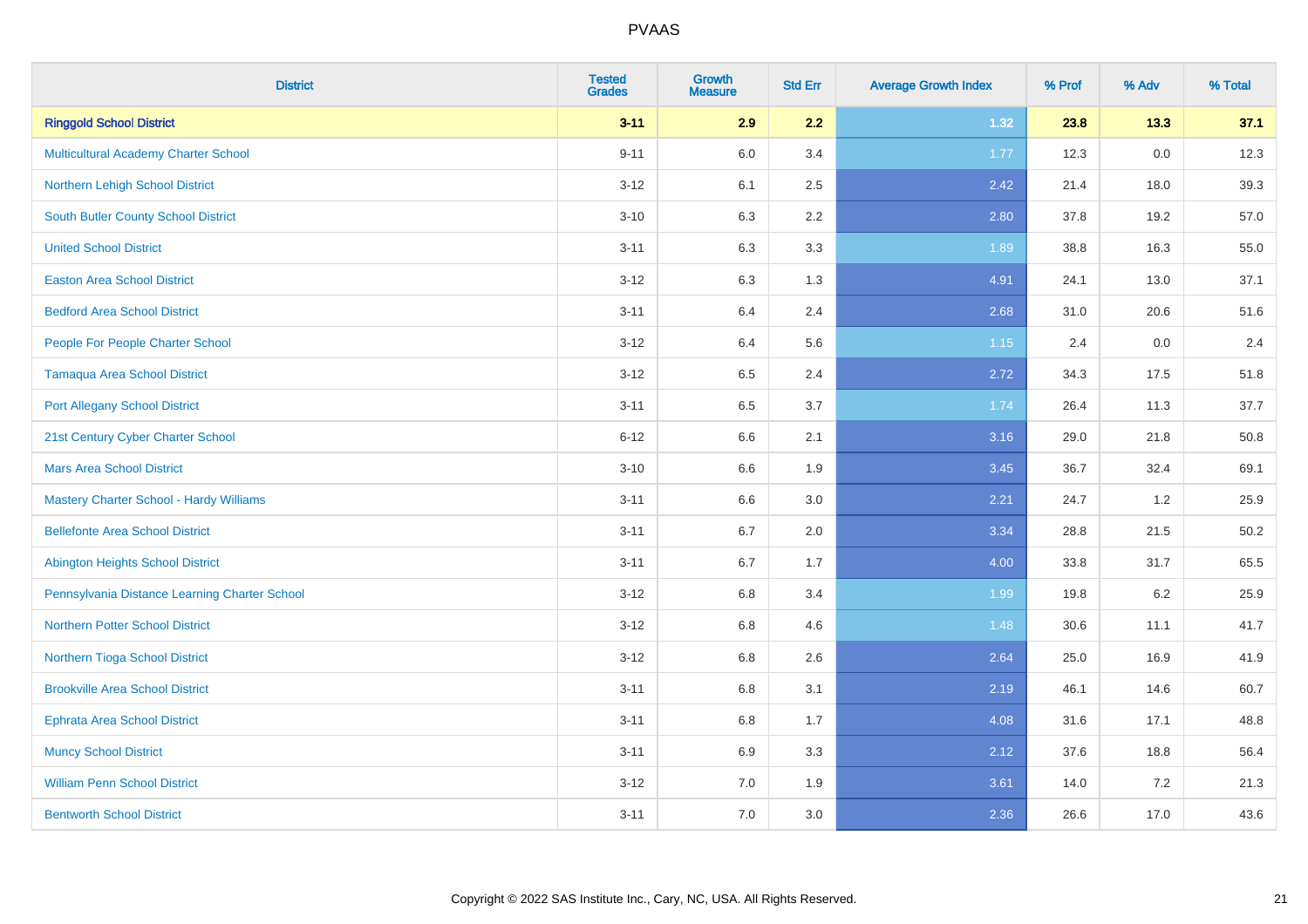| District | Tested Grades | Growth Measure | Std Err | Average Growth Index | % Prof | % Adv | % Total |
|---|---|---|---|---|---|---|---|
| **Ringgold School District** | **3-11** | **2.9** | **2.2** | **1.32** | **23.8** | **13.3** | **37.1** |
| Multicultural Academy Charter School | 9-11 | 6.0 | 3.4 | 1.77 | 12.3 | 0.0 | 12.3 |
| Northern Lehigh School District | 3-12 | 6.1 | 2.5 | 2.42 | 21.4 | 18.0 | 39.3 |
| South Butler County School District | 3-10 | 6.3 | 2.2 | 2.80 | 37.8 | 19.2 | 57.0 |
| United School District | 3-11 | 6.3 | 3.3 | 1.89 | 38.8 | 16.3 | 55.0 |
| Easton Area School District | 3-12 | 6.3 | 1.3 | 4.91 | 24.1 | 13.0 | 37.1 |
| Bedford Area School District | 3-11 | 6.4 | 2.4 | 2.68 | 31.0 | 20.6 | 51.6 |
| People For People Charter School | 3-12 | 6.4 | 5.6 | 1.15 | 2.4 | 0.0 | 2.4 |
| Tamaqua Area School District | 3-12 | 6.5 | 2.4 | 2.72 | 34.3 | 17.5 | 51.8 |
| Port Allegany School District | 3-11 | 6.5 | 3.7 | 1.74 | 26.4 | 11.3 | 37.7 |
| 21st Century Cyber Charter School | 6-12 | 6.6 | 2.1 | 3.16 | 29.0 | 21.8 | 50.8 |
| Mars Area School District | 3-10 | 6.6 | 1.9 | 3.45 | 36.7 | 32.4 | 69.1 |
| Mastery Charter School - Hardy Williams | 3-11 | 6.6 | 3.0 | 2.21 | 24.7 | 1.2 | 25.9 |
| Bellefonte Area School District | 3-11 | 6.7 | 2.0 | 3.34 | 28.8 | 21.5 | 50.2 |
| Abington Heights School District | 3-11 | 6.7 | 1.7 | 4.00 | 33.8 | 31.7 | 65.5 |
| Pennsylvania Distance Learning Charter School | 3-12 | 6.8 | 3.4 | 1.99 | 19.8 | 6.2 | 25.9 |
| Northern Potter School District | 3-12 | 6.8 | 4.6 | 1.48 | 30.6 | 11.1 | 41.7 |
| Northern Tioga School District | 3-12 | 6.8 | 2.6 | 2.64 | 25.0 | 16.9 | 41.9 |
| Brookville Area School District | 3-11 | 6.8 | 3.1 | 2.19 | 46.1 | 14.6 | 60.7 |
| Ephrata Area School District | 3-11 | 6.8 | 1.7 | 4.08 | 31.6 | 17.1 | 48.8 |
| Muncy School District | 3-11 | 6.9 | 3.3 | 2.12 | 37.6 | 18.8 | 56.4 |
| William Penn School District | 3-12 | 7.0 | 1.9 | 3.61 | 14.0 | 7.2 | 21.3 |
| Bentworth School District | 3-11 | 7.0 | 3.0 | 2.36 | 26.6 | 17.0 | 43.6 |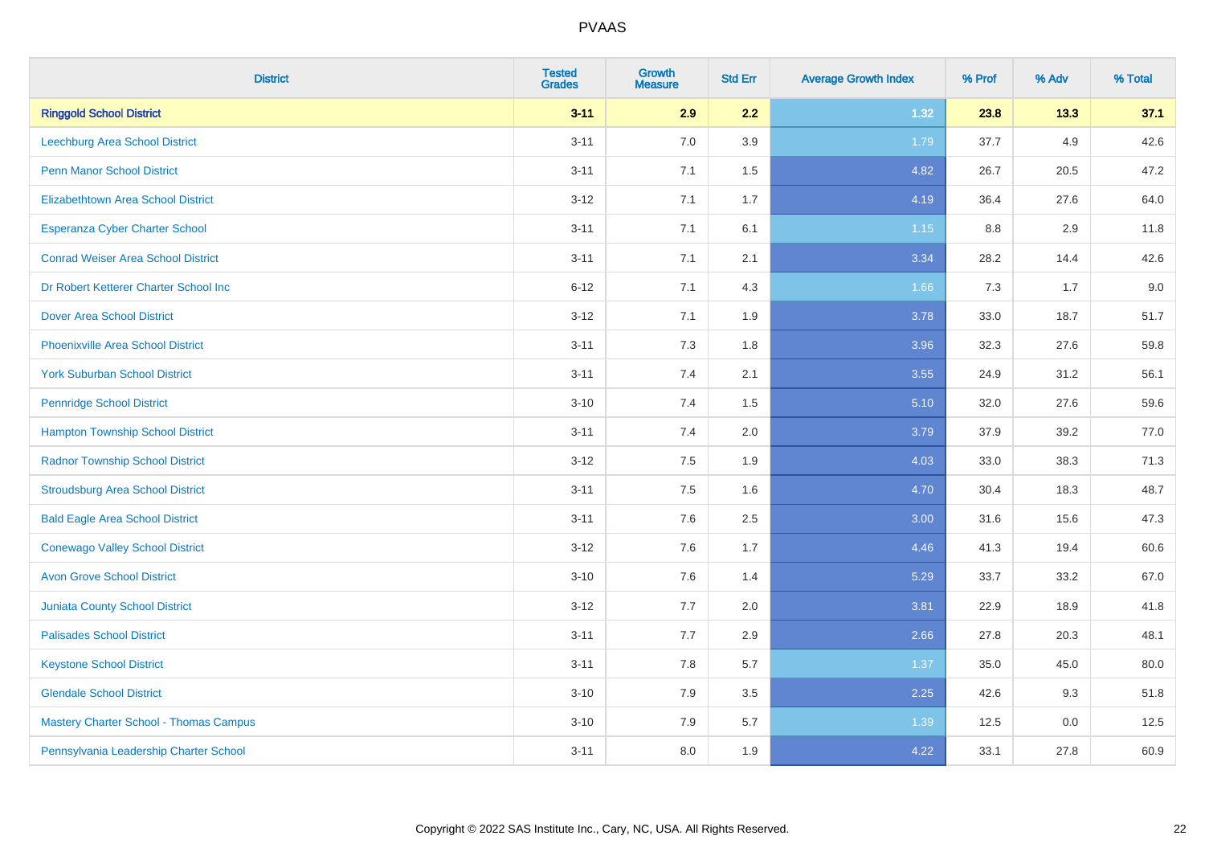# PVAAS

| District | Tested Grades | Growth Measure | Std Err | Average Growth Index | % Prof | % Adv | % Total |
|---|---|---|---|---|---|---|---|
| **Ringgold School District** | **3-11** | **2.9** | **2.2** | **1.32** | **23.8** | **13.3** | **37.1** |
| Leechburg Area School District | 3-11 | 7.0 | 3.9 | 1.79 | 37.7 | 4.9 | 42.6 |
| Penn Manor School District | 3-11 | 7.1 | 1.5 | 4.82 | 26.7 | 20.5 | 47.2 |
| Elizabethtown Area School District | 3-12 | 7.1 | 1.7 | 4.19 | 36.4 | 27.6 | 64.0 |
| Esperanza Cyber Charter School | 3-11 | 7.1 | 6.1 | 1.15 | 8.8 | 2.9 | 11.8 |
| Conrad Weiser Area School District | 3-11 | 7.1 | 2.1 | 3.34 | 28.2 | 14.4 | 42.6 |
| Dr Robert Ketterer Charter School Inc | 6-12 | 7.1 | 4.3 | 1.66 | 7.3 | 1.7 | 9.0 |
| Dover Area School District | 3-12 | 7.1 | 1.9 | 3.78 | 33.0 | 18.7 | 51.7 |
| Phoenixville Area School District | 3-11 | 7.3 | 1.8 | 3.96 | 32.3 | 27.6 | 59.8 |
| York Suburban School District | 3-11 | 7.4 | 2.1 | 3.55 | 24.9 | 31.2 | 56.1 |
| Pennridge School District | 3-10 | 7.4 | 1.5 | 5.10 | 32.0 | 27.6 | 59.6 |
| Hampton Township School District | 3-11 | 7.4 | 2.0 | 3.79 | 37.9 | 39.2 | 77.0 |
| Radnor Township School District | 3-12 | 7.5 | 1.9 | 4.03 | 33.0 | 38.3 | 71.3 |
| Stroudsburg Area School District | 3-11 | 7.5 | 1.6 | 4.70 | 30.4 | 18.3 | 48.7 |
| Bald Eagle Area School District | 3-11 | 7.6 | 2.5 | 3.00 | 31.6 | 15.6 | 47.3 |
| Conewago Valley School District | 3-12 | 7.6 | 1.7 | 4.46 | 41.3 | 19.4 | 60.6 |
| Avon Grove School District | 3-10 | 7.6 | 1.4 | 5.29 | 33.7 | 33.2 | 67.0 |
| Juniata County School District | 3-12 | 7.7 | 2.0 | 3.81 | 22.9 | 18.9 | 41.8 |
| Palisades School District | 3-11 | 7.7 | 2.9 | 2.66 | 27.8 | 20.3 | 48.1 |
| Keystone School District | 3-11 | 7.8 | 5.7 | 1.37 | 35.0 | 45.0 | 80.0 |
| Glendale School District | 3-10 | 7.9 | 3.5 | 2.25 | 42.6 | 9.3 | 51.8 |
| Mastery Charter School - Thomas Campus | 3-10 | 7.9 | 5.7 | 1.39 | 12.5 | 0.0 | 12.5 |
| Pennsylvania Leadership Charter School | 3-11 | 8.0 | 1.9 | 4.22 | 33.1 | 27.8 | 60.9 |

Copyright © 2022 SAS Institute Inc., Cary, NC, USA. All Rights Reserved.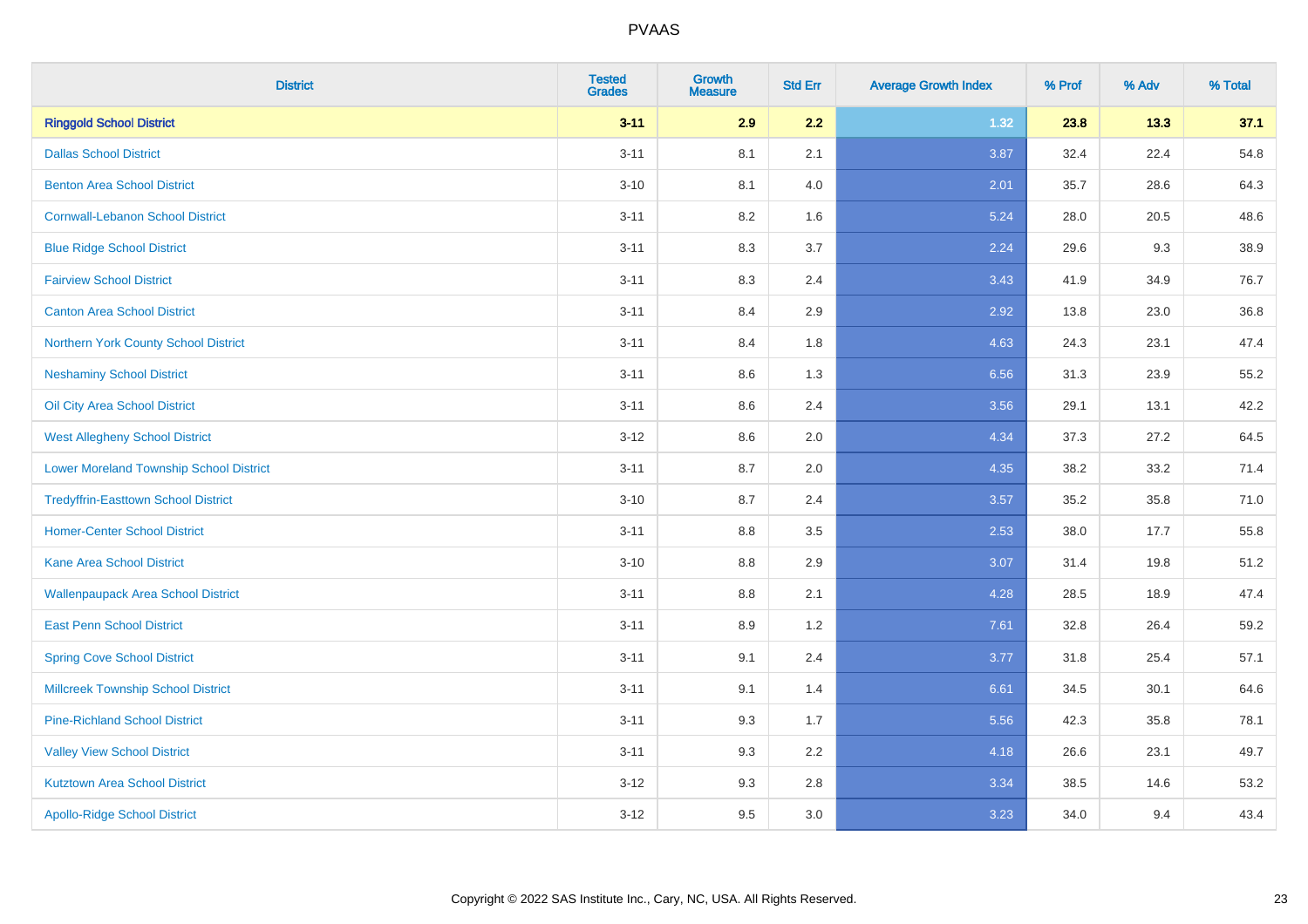# PVAAS

| District | Tested Grades | Growth Measure | Std Err | Average Growth Index | % Prof | % Adv | % Total |
|---|---|---|---|---|---|---|---|
| **Ringgold School District** | **3-11** | **2.9** | **2.2** | **1.32** | **23.8** | **13.3** | **37.1** |
| Dallas School District | 3-11 | 8.1 | 2.1 | 3.87 | 32.4 | 22.4 | 54.8 |
| Benton Area School District | 3-10 | 8.1 | 4.0 | 2.01 | 35.7 | 28.6 | 64.3 |
| Cornwall-Lebanon School District | 3-11 | 8.2 | 1.6 | 5.24 | 28.0 | 20.5 | 48.6 |
| Blue Ridge School District | 3-11 | 8.3 | 3.7 | 2.24 | 29.6 | 9.3 | 38.9 |
| Fairview School District | 3-11 | 8.3 | 2.4 | 3.43 | 41.9 | 34.9 | 76.7 |
| Canton Area School District | 3-11 | 8.4 | 2.9 | 2.92 | 13.8 | 23.0 | 36.8 |
| Northern York County School District | 3-11 | 8.4 | 1.8 | 4.63 | 24.3 | 23.1 | 47.4 |
| Neshaminy School District | 3-11 | 8.6 | 1.3 | 6.56 | 31.3 | 23.9 | 55.2 |
| Oil City Area School District | 3-11 | 8.6 | 2.4 | 3.56 | 29.1 | 13.1 | 42.2 |
| West Allegheny School District | 3-12 | 8.6 | 2.0 | 4.34 | 37.3 | 27.2 | 64.5 |
| Lower Moreland Township School District | 3-11 | 8.7 | 2.0 | 4.35 | 38.2 | 33.2 | 71.4 |
| Tredyffrin-Easttown School District | 3-10 | 8.7 | 2.4 | 3.57 | 35.2 | 35.8 | 71.0 |
| Homer-Center School District | 3-11 | 8.8 | 3.5 | 2.53 | 38.0 | 17.7 | 55.8 |
| Kane Area School District | 3-10 | 8.8 | 2.9 | 3.07 | 31.4 | 19.8 | 51.2 |
| Wallenpaupack Area School District | 3-11 | 8.8 | 2.1 | 4.28 | 28.5 | 18.9 | 47.4 |
| East Penn School District | 3-11 | 8.9 | 1.2 | 7.61 | 32.8 | 26.4 | 59.2 |
| Spring Cove School District | 3-11 | 9.1 | 2.4 | 3.77 | 31.8 | 25.4 | 57.1 |
| Millcreek Township School District | 3-11 | 9.1 | 1.4 | 6.61 | 34.5 | 30.1 | 64.6 |
| Pine-Richland School District | 3-11 | 9.3 | 1.7 | 5.56 | 42.3 | 35.8 | 78.1 |
| Valley View School District | 3-11 | 9.3 | 2.2 | 4.18 | 26.6 | 23.1 | 49.7 |
| Kutztown Area School District | 3-12 | 9.3 | 2.8 | 3.34 | 38.5 | 14.6 | 53.2 |
| Apollo-Ridge School District | 3-12 | 9.5 | 3.0 | 3.23 | 34.0 | 9.4 | 43.4 |

Copyright © 2022 SAS Institute Inc., Cary, NC, USA. All Rights Reserved.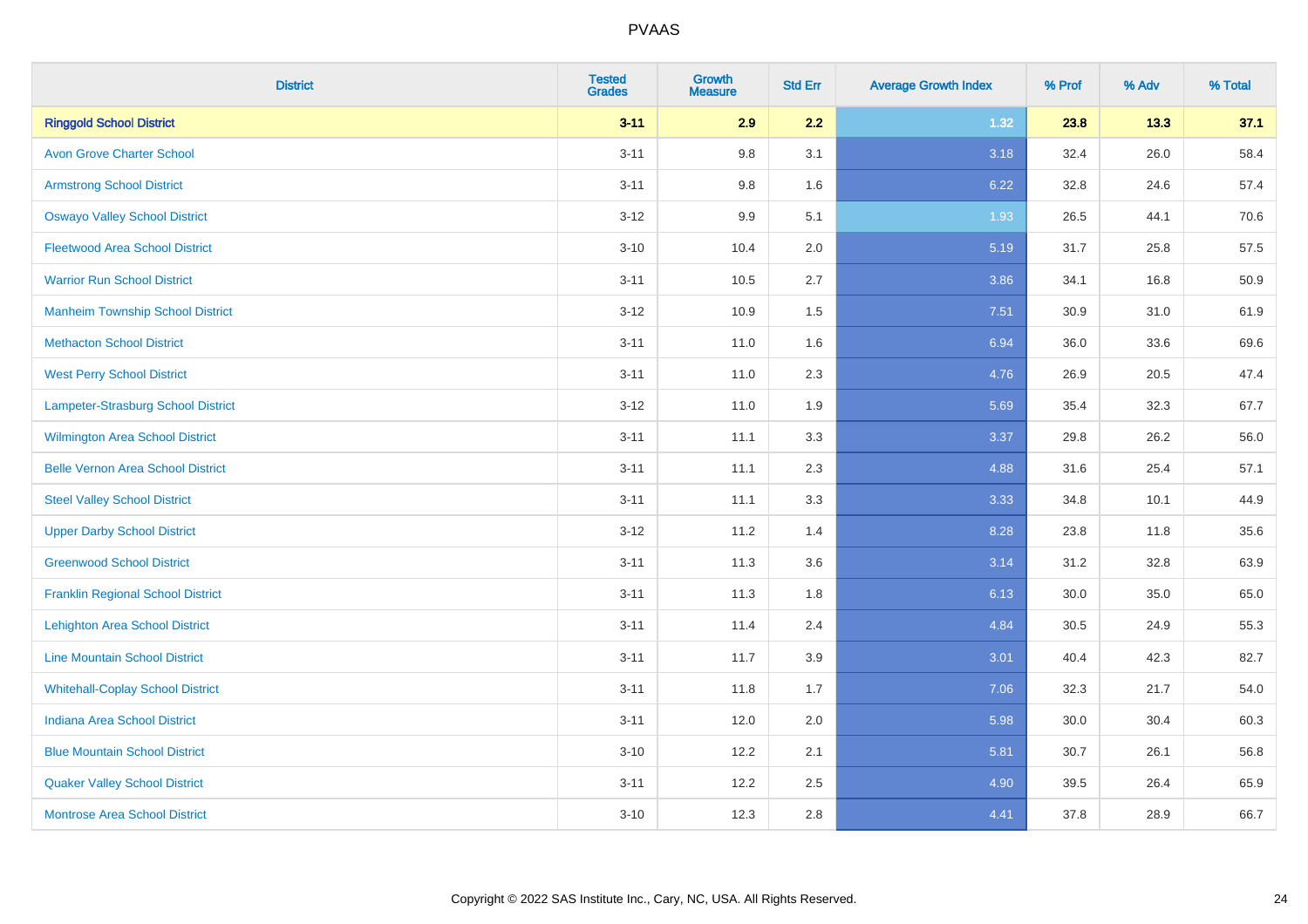PVAAS

| District | Tested Grades | Growth Measure | Std Err | Average Growth Index | % Prof | % Adv | % Total |
|---|---|---|---|---|---|---|---|
| **Ringgold School District** | **3-11** | **2.9** | **2.2** | **1.32** | **23.8** | **13.3** | **37.1** |
| Avon Grove Charter School | 3-11 | 9.8 | 3.1 | 3.18 | 32.4 | 26.0 | 58.4 |
| Armstrong School District | 3-11 | 9.8 | 1.6 | 6.22 | 32.8 | 24.6 | 57.4 |
| Oswayo Valley School District | 3-12 | 9.9 | 5.1 | 1.93 | 26.5 | 44.1 | 70.6 |
| Fleetwood Area School District | 3-10 | 10.4 | 2.0 | 5.19 | 31.7 | 25.8 | 57.5 |
| Warrior Run School District | 3-11 | 10.5 | 2.7 | 3.86 | 34.1 | 16.8 | 50.9 |
| Manheim Township School District | 3-12 | 10.9 | 1.5 | 7.51 | 30.9 | 31.0 | 61.9 |
| Methacton School District | 3-11 | 11.0 | 1.6 | 6.94 | 36.0 | 33.6 | 69.6 |
| West Perry School District | 3-11 | 11.0 | 2.3 | 4.76 | 26.9 | 20.5 | 47.4 |
| Lampeter-Strasburg School District | 3-12 | 11.0 | 1.9 | 5.69 | 35.4 | 32.3 | 67.7 |
| Wilmington Area School District | 3-11 | 11.1 | 3.3 | 3.37 | 29.8 | 26.2 | 56.0 |
| Belle Vernon Area School District | 3-11 | 11.1 | 2.3 | 4.88 | 31.6 | 25.4 | 57.1 |
| Steel Valley School District | 3-11 | 11.1 | 3.3 | 3.33 | 34.8 | 10.1 | 44.9 |
| Upper Darby School District | 3-12 | 11.2 | 1.4 | 8.28 | 23.8 | 11.8 | 35.6 |
| Greenwood School District | 3-11 | 11.3 | 3.6 | 3.14 | 31.2 | 32.8 | 63.9 |
| Franklin Regional School District | 3-11 | 11.3 | 1.8 | 6.13 | 30.0 | 35.0 | 65.0 |
| Lehighton Area School District | 3-11 | 11.4 | 2.4 | 4.84 | 30.5 | 24.9 | 55.3 |
| Line Mountain School District | 3-11 | 11.7 | 3.9 | 3.01 | 40.4 | 42.3 | 82.7 |
| Whitehall-Coplay School District | 3-11 | 11.8 | 1.7 | 7.06 | 32.3 | 21.7 | 54.0 |
| Indiana Area School District | 3-11 | 12.0 | 2.0 | 5.98 | 30.0 | 30.4 | 60.3 |
| Blue Mountain School District | 3-10 | 12.2 | 2.1 | 5.81 | 30.7 | 26.1 | 56.8 |
| Quaker Valley School District | 3-11 | 12.2 | 2.5 | 4.90 | 39.5 | 26.4 | 65.9 |
| Montrose Area School District | 3-10 | 12.3 | 2.8 | 4.41 | 37.8 | 28.9 | 66.7 |

Copyright © 2022 SAS Institute Inc., Cary, NC, USA. All Rights Reserved.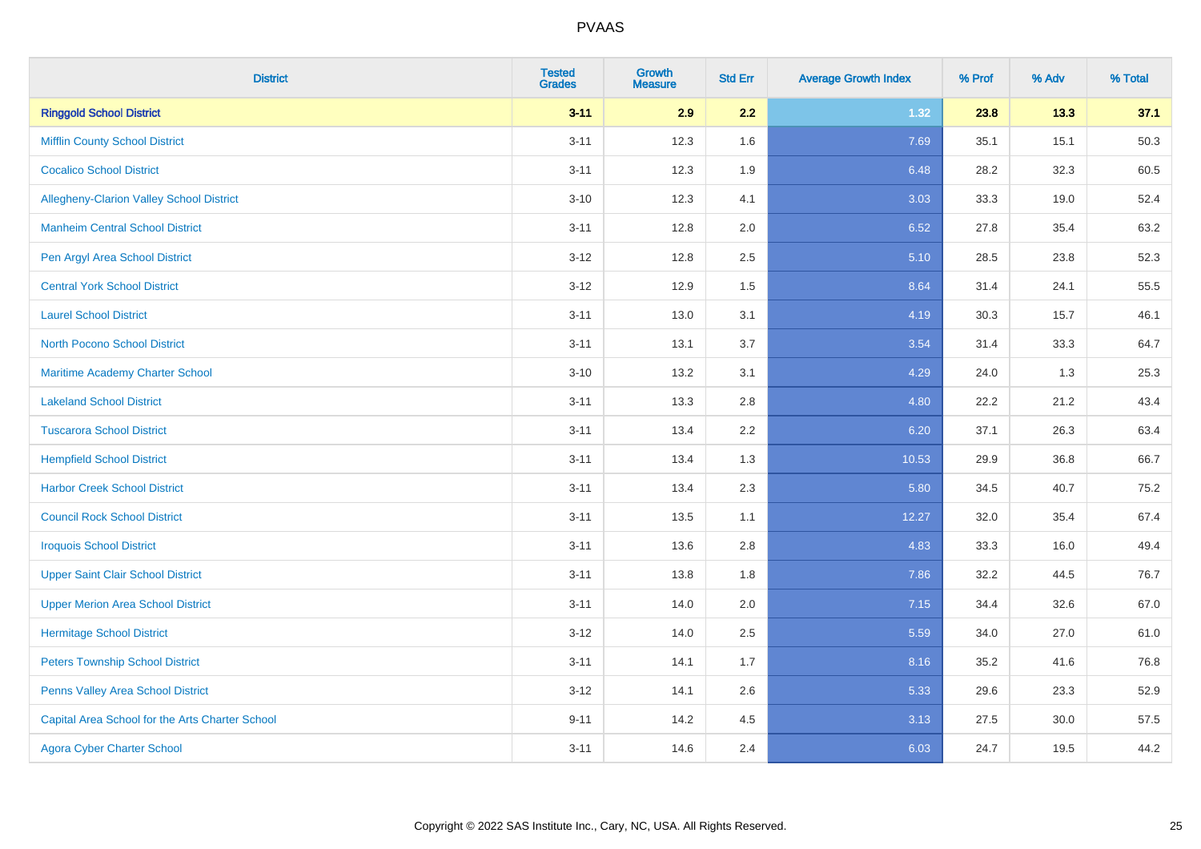| District | Tested Grades | Growth Measure | Std Err | Average Growth Index | % Prof | % Adv | % Total |
|---|---|---|---|---|---|---|---|
| **Ringgold School District** | **3-11** | **2.9** | **2.2** | **1.32** | **23.8** | **13.3** | **37.1** |
| Mifflin County School District | 3-11 | 12.3 | 1.6 | 7.69 | 35.1 | 15.1 | 50.3 |
| Cocalico School District | 3-11 | 12.3 | 1.9 | 6.48 | 28.2 | 32.3 | 60.5 |
| Allegheny-Clarion Valley School District | 3-10 | 12.3 | 4.1 | 3.03 | 33.3 | 19.0 | 52.4 |
| Manheim Central School District | 3-11 | 12.8 | 2.0 | 6.52 | 27.8 | 35.4 | 63.2 |
| Pen Argyl Area School District | 3-12 | 12.8 | 2.5 | 5.10 | 28.5 | 23.8 | 52.3 |
| Central York School District | 3-12 | 12.9 | 1.5 | 8.64 | 31.4 | 24.1 | 55.5 |
| Laurel School District | 3-11 | 13.0 | 3.1 | 4.19 | 30.3 | 15.7 | 46.1 |
| North Pocono School District | 3-11 | 13.1 | 3.7 | 3.54 | 31.4 | 33.3 | 64.7 |
| Maritime Academy Charter School | 3-10 | 13.2 | 3.1 | 4.29 | 24.0 | 1.3 | 25.3 |
| Lakeland School District | 3-11 | 13.3 | 2.8 | 4.80 | 22.2 | 21.2 | 43.4 |
| Tuscarora School District | 3-11 | 13.4 | 2.2 | 6.20 | 37.1 | 26.3 | 63.4 |
| Hempfield School District | 3-11 | 13.4 | 1.3 | 10.53 | 29.9 | 36.8 | 66.7 |
| Harbor Creek School District | 3-11 | 13.4 | 2.3 | 5.80 | 34.5 | 40.7 | 75.2 |
| Council Rock School District | 3-11 | 13.5 | 1.1 | 12.27 | 32.0 | 35.4 | 67.4 |
| Iroquois School District | 3-11 | 13.6 | 2.8 | 4.83 | 33.3 | 16.0 | 49.4 |
| Upper Saint Clair School District | 3-11 | 13.8 | 1.8 | 7.86 | 32.2 | 44.5 | 76.7 |
| Upper Merion Area School District | 3-11 | 14.0 | 2.0 | 7.15 | 34.4 | 32.6 | 67.0 |
| Hermitage School District | 3-12 | 14.0 | 2.5 | 5.59 | 34.0 | 27.0 | 61.0 |
| Peters Township School District | 3-11 | 14.1 | 1.7 | 8.16 | 35.2 | 41.6 | 76.8 |
| Penns Valley Area School District | 3-12 | 14.1 | 2.6 | 5.33 | 29.6 | 23.3 | 52.9 |
| Capital Area School for the Arts Charter School | 9-11 | 14.2 | 4.5 | 3.13 | 27.5 | 30.0 | 57.5 |
| Agora Cyber Charter School | 3-11 | 14.6 | 2.4 | 6.03 | 24.7 | 19.5 | 44.2 |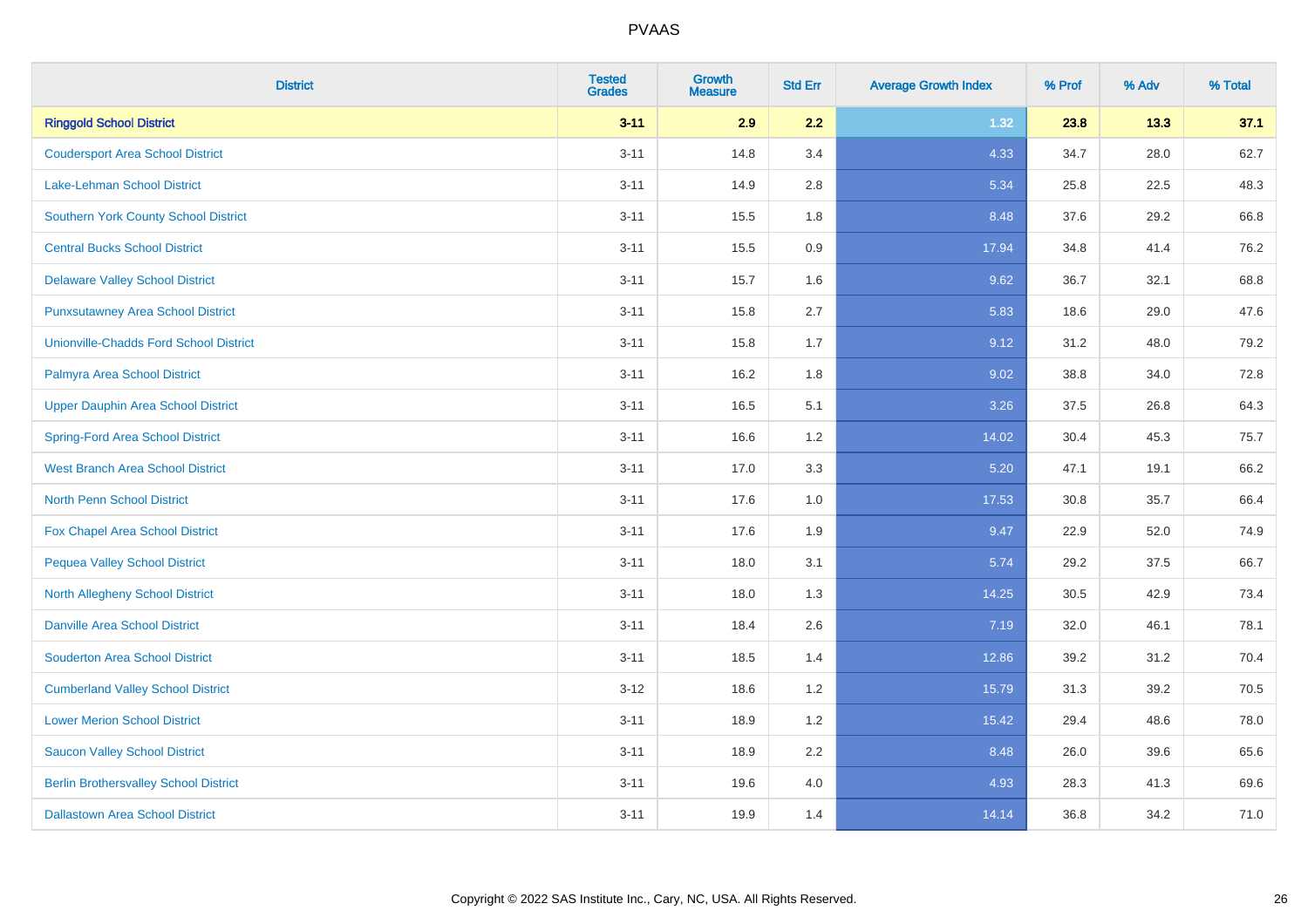| District | Tested Grades | Growth Measure | Std Err | Average Growth Index | % Prof | % Adv | % Total |
|---|---|---|---|---|---|---|---|
| **Ringgold School District** | **3-11** | **2.9** | **2.2** | **1.32** | **23.8** | **13.3** | **37.1** |
| Coudersport Area School District | 3-11 | 14.8 | 3.4 | 4.33 | 34.7 | 28.0 | 62.7 |
| Lake-Lehman School District | 3-11 | 14.9 | 2.8 | 5.34 | 25.8 | 22.5 | 48.3 |
| Southern York County School District | 3-11 | 15.5 | 1.8 | 8.48 | 37.6 | 29.2 | 66.8 |
| Central Bucks School District | 3-11 | 15.5 | 0.9 | 17.94 | 34.8 | 41.4 | 76.2 |
| Delaware Valley School District | 3-11 | 15.7 | 1.6 | 9.62 | 36.7 | 32.1 | 68.8 |
| Punxsutawney Area School District | 3-11 | 15.8 | 2.7 | 5.83 | 18.6 | 29.0 | 47.6 |
| Unionville-Chadds Ford School District | 3-11 | 15.8 | 1.7 | 9.12 | 31.2 | 48.0 | 79.2 |
| Palmyra Area School District | 3-11 | 16.2 | 1.8 | 9.02 | 38.8 | 34.0 | 72.8 |
| Upper Dauphin Area School District | 3-11 | 16.5 | 5.1 | 3.26 | 37.5 | 26.8 | 64.3 |
| Spring-Ford Area School District | 3-11 | 16.6 | 1.2 | 14.02 | 30.4 | 45.3 | 75.7 |
| West Branch Area School District | 3-11 | 17.0 | 3.3 | 5.20 | 47.1 | 19.1 | 66.2 |
| North Penn School District | 3-11 | 17.6 | 1.0 | 17.53 | 30.8 | 35.7 | 66.4 |
| Fox Chapel Area School District | 3-11 | 17.6 | 1.9 | 9.47 | 22.9 | 52.0 | 74.9 |
| Pequea Valley School District | 3-11 | 18.0 | 3.1 | 5.74 | 29.2 | 37.5 | 66.7 |
| North Allegheny School District | 3-11 | 18.0 | 1.3 | 14.25 | 30.5 | 42.9 | 73.4 |
| Danville Area School District | 3-11 | 18.4 | 2.6 | 7.19 | 32.0 | 46.1 | 78.1 |
| Souderton Area School District | 3-11 | 18.5 | 1.4 | 12.86 | 39.2 | 31.2 | 70.4 |
| Cumberland Valley School District | 3-12 | 18.6 | 1.2 | 15.79 | 31.3 | 39.2 | 70.5 |
| Lower Merion School District | 3-11 | 18.9 | 1.2 | 15.42 | 29.4 | 48.6 | 78.0 |
| Saucon Valley School District | 3-11 | 18.9 | 2.2 | 8.48 | 26.0 | 39.6 | 65.6 |
| Berlin Brothersvalley School District | 3-11 | 19.6 | 4.0 | 4.93 | 28.3 | 41.3 | 69.6 |
| Dallastown Area School District | 3-11 | 19.9 | 1.4 | 14.14 | 36.8 | 34.2 | 71.0 |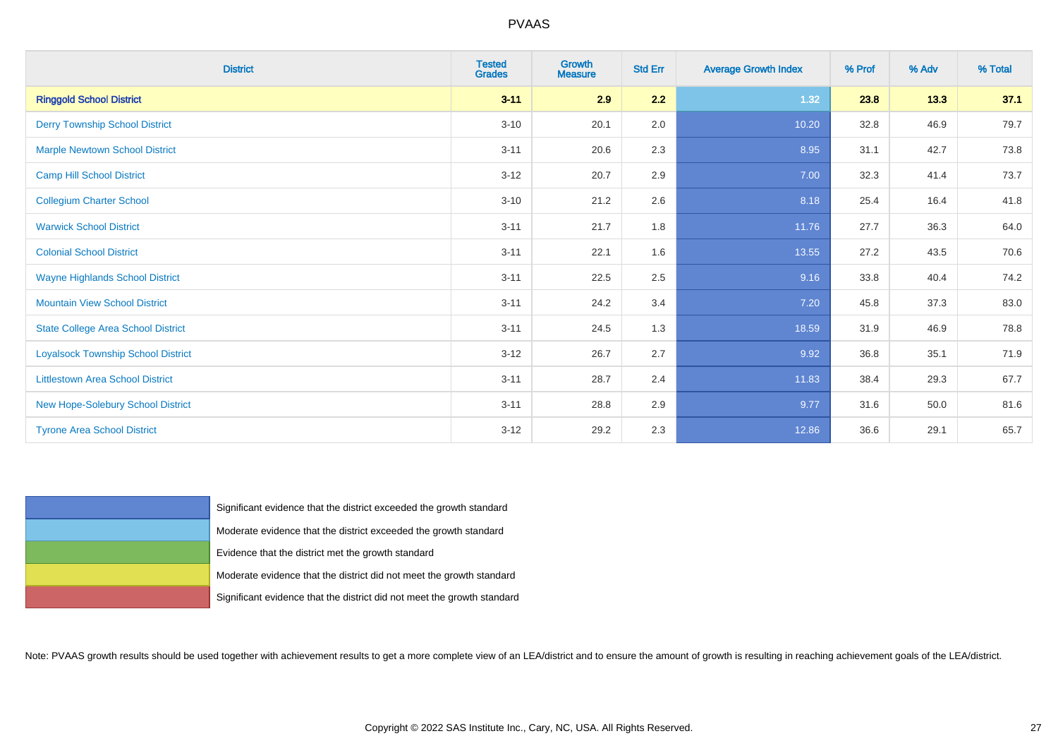PVAAS

| District | Tested Grades | Growth Measure | Std Err | Average Growth Index | % Prof | % Adv | % Total |
|---|---|---|---|---|---|---|---|
| **Ringgold School District** | **3-11** | **2.9** | **2.2** | **1.32** | **23.8** | **13.3** | **37.1** |
| Derry Township School District | 3-10 | 20.1 | 2.0 | 10.20 | 32.8 | 46.9 | 79.7 |
| Marple Newtown School District | 3-11 | 20.6 | 2.3 | 8.95 | 31.1 | 42.7 | 73.8 |
| Camp Hill School District | 3-12 | 20.7 | 2.9 | 7.00 | 32.3 | 41.4 | 73.7 |
| Collegium Charter School | 3-10 | 21.2 | 2.6 | 8.18 | 25.4 | 16.4 | 41.8 |
| Warwick School District | 3-11 | 21.7 | 1.8 | 11.76 | 27.7 | 36.3 | 64.0 |
| Colonial School District | 3-11 | 22.1 | 1.6 | 13.55 | 27.2 | 43.5 | 70.6 |
| Wayne Highlands School District | 3-11 | 22.5 | 2.5 | 9.16 | 33.8 | 40.4 | 74.2 |
| Mountain View School District | 3-11 | 24.2 | 3.4 | 7.20 | 45.8 | 37.3 | 83.0 |
| State College Area School District | 3-11 | 24.5 | 1.3 | 18.59 | 31.9 | 46.9 | 78.8 |
| Loyalsock Township School District | 3-12 | 26.7 | 2.7 | 9.92 | 36.8 | 35.1 | 71.9 |
| Littlestown Area School District | 3-11 | 28.7 | 2.4 | 11.83 | 38.4 | 29.3 | 67.7 |
| New Hope-Solebury School District | 3-11 | 28.8 | 2.9 | 9.77 | 31.6 | 50.0 | 81.6 |
| Tyrone Area School District | 3-12 | 29.2 | 2.3 | 12.86 | 36.6 | 29.1 | 65.7 |

Significant evidence that the district exceeded the growth standard

Moderate evidence that the district exceeded the growth standard

Evidence that the district met the growth standard

Moderate evidence that the district did not meet the growth standard

Significant evidence that the district did not meet the growth standard

Note: PVAAS growth results should be used together with achievement results to get a more complete view of an LEA/district and to ensure the amount of growth is resulting in reaching achievement goals of the LEA/district.

Copyright © 2022 SAS Institute Inc., Cary, NC, USA. All Rights Reserved.